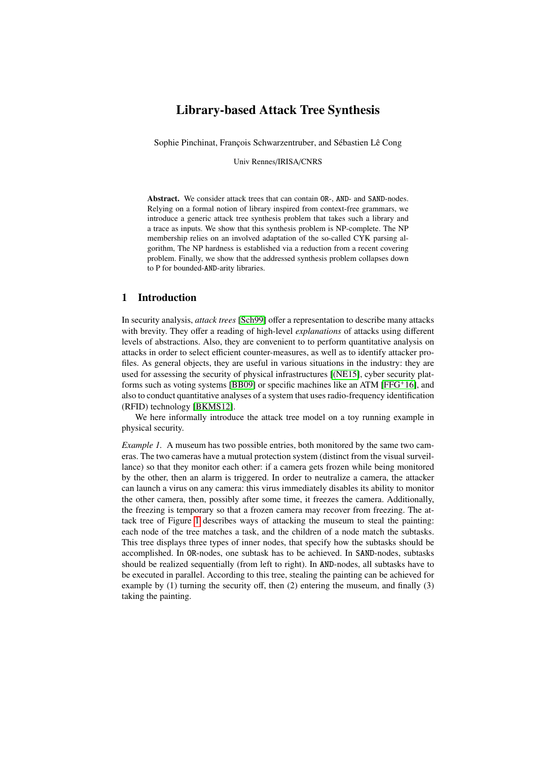# Library-based Attack Tree Synthesis

Sophie Pinchinat, François Schwarzentruber, and Sébastien Lê Cong

Univ Rennes/IRISA/CNRS

**Abstract.** We consider attack trees that can contain OR-, AND- and SAND-nodes. Relying on a formal notion of library inspired from context-free grammars, we introduce a generic attack tree synthesis problem that takes such a library and a trace as inputs. We show that this synthesis problem is NP-complete. The NP membership relies on an involved adaptation of the so-called CYK parsing algorithm, The NP hardness is established via a reduction from a recent covering problem. Finally, we show that the addressed synthesis problem collapses down to P for bounded-AND-arity libraries.

## 1 Introduction

In security analysis, *attack trees* [Sch99] offer a representation to describe many attacks with brevity. They offer a reading of high-level *explanations* of attacks using different levels of abstractions. Also, they are convenient to to perform quantitative analysis on attacks in order to select efficient counter-measures, as well as to identify attacker profiles. As general objects, they are useful in various situations in the industry: they are used for assessing the security of physical infrastructures [(NE15], cyber security platforms such as voting systems [BB09] or specific machines like an ATM [FFG+16], and also to conduct quantitative analyses of a system that uses radio-frequency identification (RFID) technology [BKMS12].

We here informally introduce the attack tree model on a toy running example in physical security.

*Example 1.* A museum has two possible entries, both monitored by the same two cameras. The two cameras have a mutual protection system (distinct from the visual surveillance) so that they monitor each other: if a camera gets frozen while being monitored by the other, then an alarm is triggered. In order to neutralize a camera, the attacker can launch a virus on any camera: this virus immediately disables its ability to monitor the other camera, then, possibly after some time, it freezes the camera. Additionally, the freezing is temporary so that a frozen camera may recover from freezing. The attack tree of Figure 1 describes ways of attacking the museum to steal the painting: each node of the tree matches a task, and the children of a node match the subtasks. This tree displays three types of inner nodes, that specify how the subtasks should be accomplished. In OR-nodes, one subtask has to be achieved. In SAND-nodes, subtasks should be realized sequentially (from left to right). In AND-nodes, all subtasks have to be executed in parallel. According to this tree, stealing the painting can be achieved for example by (1) turning the security off, then (2) entering the museum, and finally (3) taking the painting.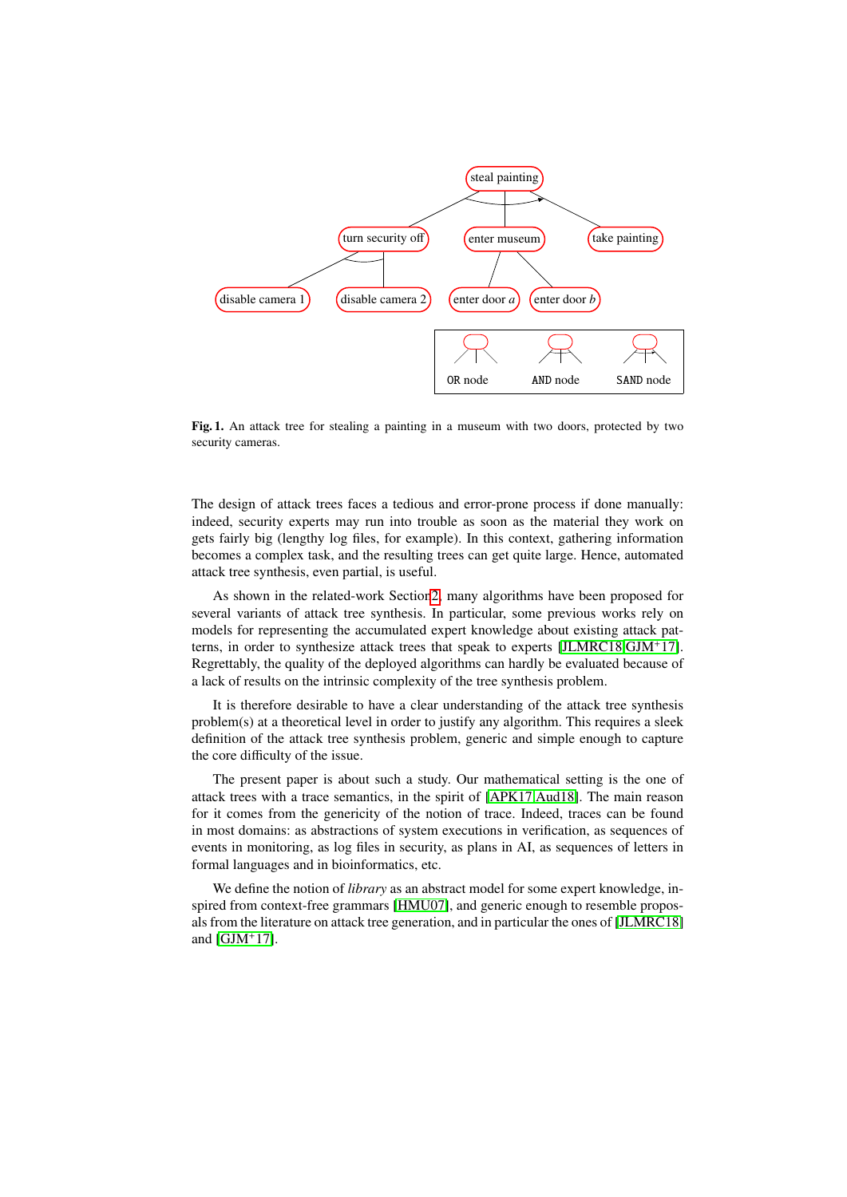**Fig. 1.** An attack tree for stealing a painting in a museum with two doors, protected by two security cameras.

The design of attack trees faces a tedious and error-prone process if done manually: indeed, security experts may run into trouble as soon as the material they work on gets fairly big (lengthy log files, for example). In this context, gathering information becomes a complex task, and the resulting trees can get quite large. Hence, automated attack tree synthesis, even partial, is useful.

As shown in the related-work Section 2, many algorithms have been proposed for several variants of attack tree synthesis. In particular, some previous works rely on models for representing the accumulated expert knowledge about existing attack patterns, in order to synthesize attack trees that speak to experts [JLMRC18,GJM+17]. Regrettably, the quality of the deployed algorithms can hardly be evaluated because of a lack of results on the intrinsic complexity of the tree synthesis problem.

It is therefore desirable to have a clear understanding of the attack tree synthesis problem(s) at a theoretical level in order to justify any algorithm. This requires a sleek definition of the attack tree synthesis problem, generic and simple enough to capture the core difficulty of the issue.

The present paper is about such a study. Our mathematical setting is the one of attack trees with a trace semantics, in the spirit of [APK17,Aud18]. The main reason for it comes from the genericity of the notion of trace. Indeed, traces can be found in most domains: as abstractions of system executions in verification, as sequences of events in monitoring, as log files in security, as plans in AI, as sequences of letters in formal languages and in bioinformatics, etc.

We define the notion of *library* as an abstract model for some expert knowledge, inspired from context-free grammars [HMU07], and generic enough to resemble proposals from the literature on attack tree generation, and in particular the ones of [JLMRC18] and [GJM+17].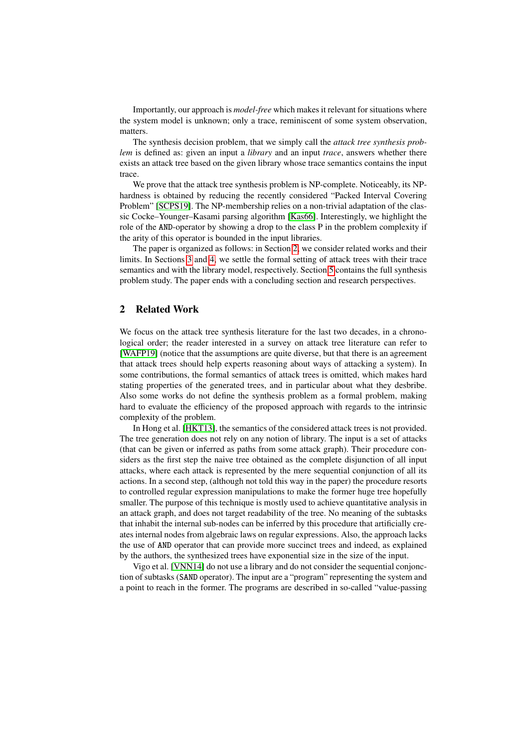Importantly, our approach is *model-free* which makes it relevant for situations where the system model is unknown; only a trace, reminiscent of some system observation, matters.

The synthesis decision problem, that we simply call the *attack tree synthesis problem* is defined as: given an input a *library* and an input *trace*, answers whether there exists an attack tree based on the given library whose trace semantics contains the input trace.

We prove that the attack tree synthesis problem is NP-complete. Noticeably, its NP-hardness is obtained by reducing the recently considered "Packed Interval Covering Problem" [SCPS19]. The NP-membership relies on a non-trivial adaptation of the classic Cocke–Younger–Kasami parsing algorithm [Kas66]. Interestingly, we highlight the role of the AND-operator by showing a drop to the class P in the problem complexity if the arity of this operator is bounded in the input libraries.

The paper is organized as follows: in Section 2, we consider related works and their limits. In Sections 3 and 4, we settle the formal setting of attack trees with their trace semantics and with the library model, respectively. Section 5 contains the full synthesis problem study. The paper ends with a concluding section and research perspectives.

## 2 Related Work

We focus on the attack tree synthesis literature for the last two decades, in a chronological order; the reader interested in a survey on attack tree literature can refer to [WAFP19] (notice that the assumptions are quite diverse, but that there is an agreement that attack trees should help experts reasoning about ways of attacking a system). In some contributions, the formal semantics of attack trees is omitted, which makes hard stating properties of the generated trees, and in particular about what they desbribe. Also some works do not define the synthesis problem as a formal problem, making hard to evaluate the efficiency of the proposed approach with regards to the intrinsic complexity of the problem.

In Hong et al. [HKT13], the semantics of the considered attack trees is not provided. The tree generation does not rely on any notion of library. The input is a set of attacks (that can be given or inferred as paths from some attack graph). Their procedure considers as the first step the naive tree obtained as the complete disjunction of all input attacks, where each attack is represented by the mere sequential conjunction of all its actions. In a second step, (although not told this way in the paper) the procedure resorts to controlled regular expression manipulations to make the former huge tree hopefully smaller. The purpose of this technique is mostly used to achieve quantitative analysis in an attack graph, and does not target readability of the tree. No meaning of the subtasks that inhabit the internal sub-nodes can be inferred by this procedure that artificially creates internal nodes from algebraic laws on regular expressions. Also, the approach lacks the use of AND operator that can provide more succinct trees and indeed, as explained by the authors, the synthesized trees have exponential size in the size of the input.

Vigo et al. [VNN14] do not use a library and do not consider the sequential conjunction of subtasks (SAND operator). The input are a "program" representing the system and a point to reach in the former. The programs are described in so-called "value-passing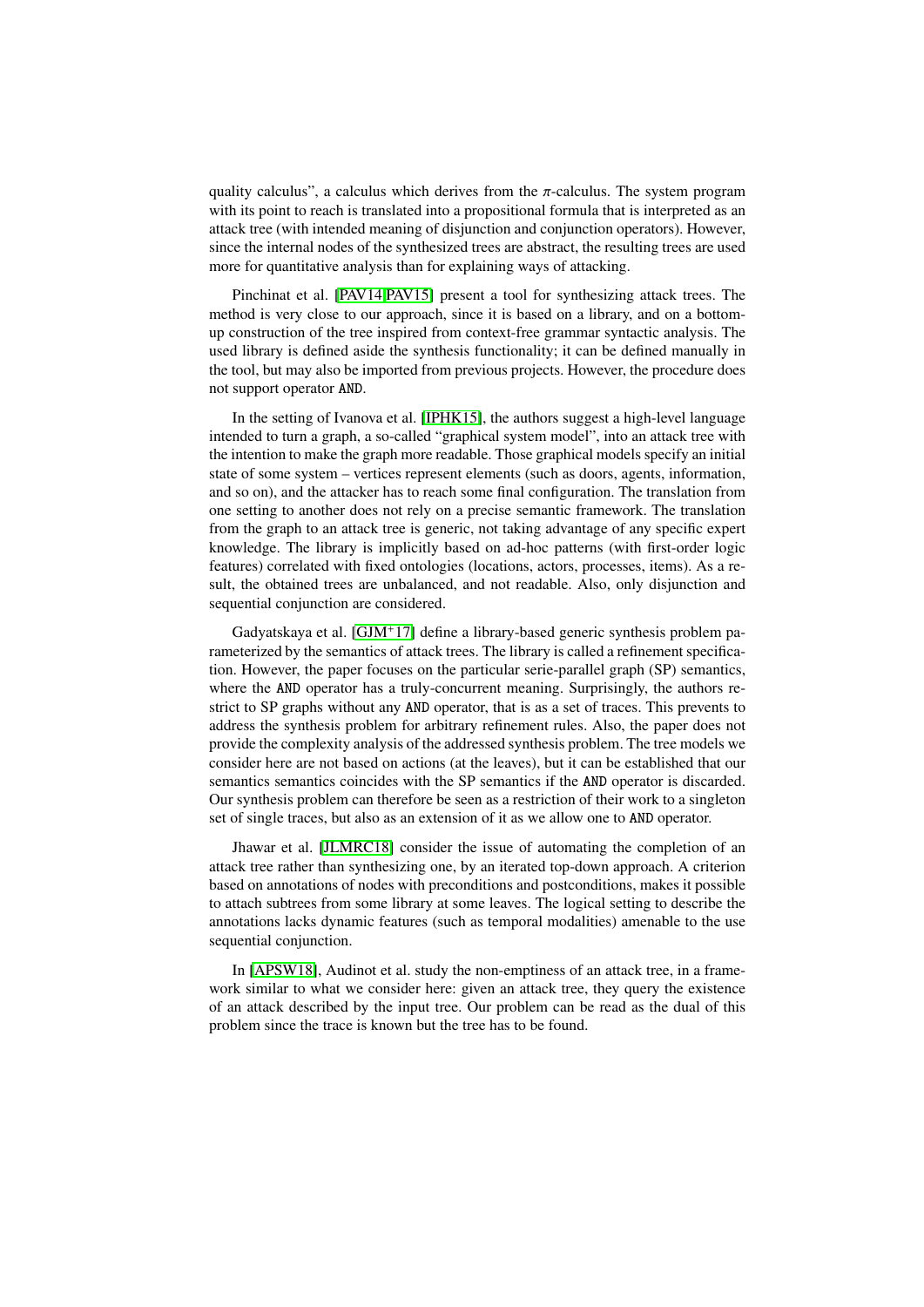quality calculus", a calculus which derives from the $\pi$-calculus. The system program with its point to reach is translated into a propositional formula that is interpreted as an attack tree (with intended meaning of disjunction and conjunction operators). However, since the internal nodes of the synthesized trees are abstract, the resulting trees are used more for quantitative analysis than for explaining ways of attacking.

Pinchinat et al. [PAV14,PAV15] present a tool for synthesizing attack trees. The method is very close to our approach, since it is based on a library, and on a bottom-up construction of the tree inspired from context-free grammar syntactic analysis. The used library is defined aside the synthesis functionality; it can be defined manually in the tool, but may also be imported from previous projects. However, the procedure does not support operator AND.

In the setting of Ivanova et al. [IPHK15], the authors suggest a high-level language intended to turn a graph, a so-called "graphical system model", into an attack tree with the intention to make the graph more readable. Those graphical models specify an initial state of some system – vertices represent elements (such as doors, agents, information, and so on), and the attacker has to reach some final configuration. The translation from one setting to another does not rely on a precise semantic framework. The translation from the graph to an attack tree is generic, not taking advantage of any specific expert knowledge. The library is implicitly based on ad-hoc patterns (with first-order logic features) correlated with fixed ontologies (locations, actors, processes, items). As a result, the obtained trees are unbalanced, and not readable. Also, only disjunction and sequential conjunction are considered.

Gadyatskaya et al. [GJM+17] define a library-based generic synthesis problem parameterized by the semantics of attack trees. The library is called a refinement specification. However, the paper focuses on the particular serie-parallel graph (SP) semantics, where the AND operator has a truly-concurrent meaning. Surprisingly, the authors restrict to SP graphs without any AND operator, that is as a set of traces. This prevents to address the synthesis problem for arbitrary refinement rules. Also, the paper does not provide the complexity analysis of the addressed synthesis problem. The tree models we consider here are not based on actions (at the leaves), but it can be established that our semantics semantics coincides with the SP semantics if the AND operator is discarded. Our synthesis problem can therefore be seen as a restriction of their work to a singleton set of single traces, but also as an extension of it as we allow one to AND operator.

Jhawar et al. [JLMRC18] consider the issue of automating the completion of an attack tree rather than synthesizing one, by an iterated top-down approach. A criterion based on annotations of nodes with preconditions and postconditions, makes it possible to attach subtrees from some library at some leaves. The logical setting to describe the annotations lacks dynamic features (such as temporal modalities) amenable to the use sequential conjunction.

In [APSW18], Audinot et al. study the non-emptiness of an attack tree, in a framework similar to what we consider here: given an attack tree, they query the existence of an attack described by the input tree. Our problem can be read as the dual of this problem since the trace is known but the tree has to be found.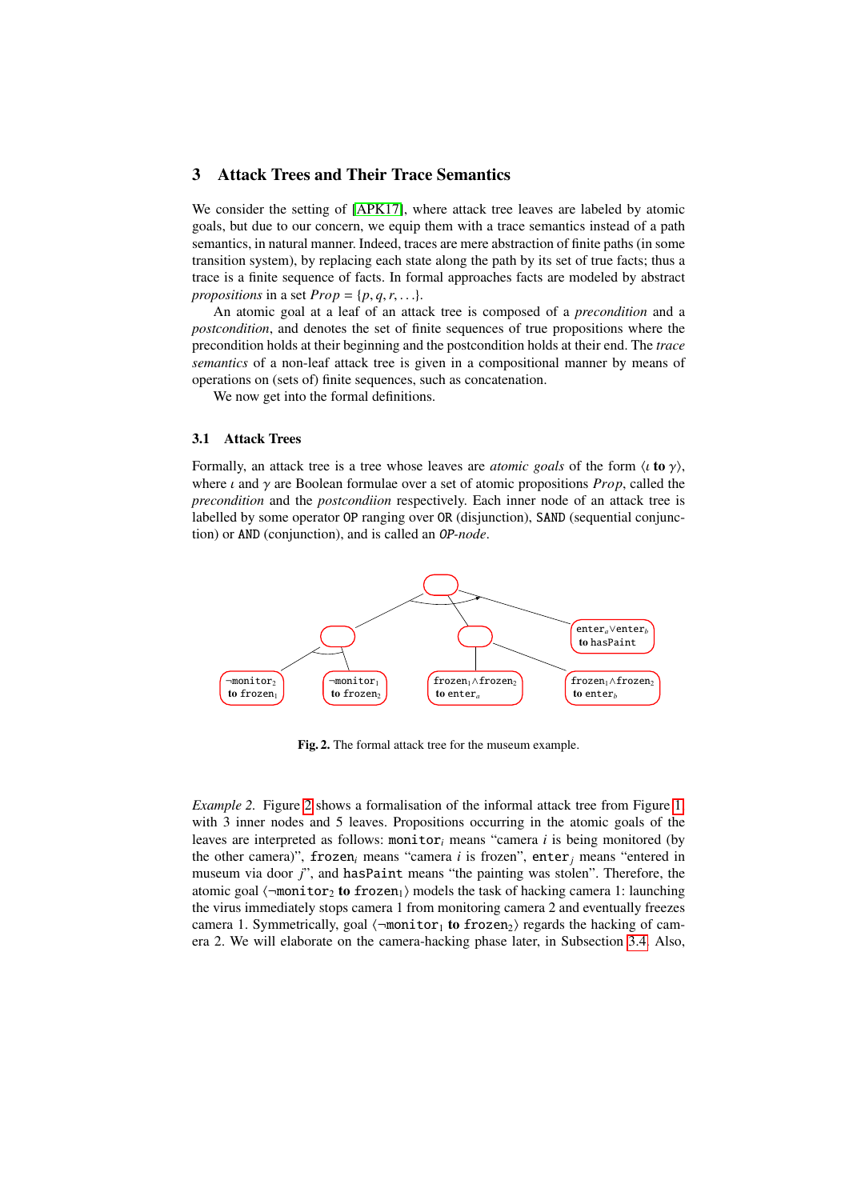# 3 Attack Trees and Their Trace Semantics

We consider the setting of [APK17], where attack tree leaves are labeled by atomic goals, but due to our concern, we equip them with a trace semantics instead of a path semantics, in natural manner. Indeed, traces are mere abstraction of finite paths (in some transition system), by replacing each state along the path by its set of true facts; thus a trace is a finite sequence of facts. In formal approaches facts are modeled by abstract *propositions* in a set $Prop = \{p, q, r, \ldots\}$.

An atomic goal at a leaf of an attack tree is composed of a *precondition* and a *postcondition*, and denotes the set of finite sequences of true propositions where the precondition holds at their beginning and the postcondition holds at their end. The *trace semantics* of a non-leaf attack tree is given in a compositional manner by means of operations on (sets of) finite sequences, such as concatenation.

We now get into the formal definitions.

## 3.1 Attack Trees

Formally, an attack tree is a tree whose leaves are *atomic goals* of the form $\langle \iota \textbf{ to } \gamma \rangle$, where $\iota$ and $\gamma$ are Boolean formulae over a set of atomic propositions *Prop*, called the *precondition* and the *postcondiion* respectively. Each inner node of an attack tree is labelled by some operator OP ranging over OR (disjunction), SAND (sequential conjunction) or AND (conjunction), and is called an *OP-node*.

**Fig. 2.** The formal attack tree for the museum example.

*Example 2.* Figure 2 shows a formalisation of the informal attack tree from Figure 1 with 3 inner nodes and 5 leaves. Propositions occurring in the atomic goals of the leaves are interpreted as follows: $\texttt{monitor}_i$ means "camera $i$ is being monitored (by the other camera)", $\texttt{frozen}_i$ means "camera $i$ is frozen", $\texttt{enter}_j$ means "entered in museum via door $j$", and $\texttt{hasPaint}$ means "the painting was stolen". Therefore, the atomic goal $\langle \neg\texttt{monitor}_2 \textbf{ to } \texttt{frozen}_1 \rangle$ models the task of hacking camera 1: launching the virus immediately stops camera 1 from monitoring camera 2 and eventually freezes camera 1. Symmetrically, goal $\langle \neg\texttt{monitor}_1 \textbf{ to } \texttt{frozen}_2 \rangle$ regards the hacking of camera 2. We will elaborate on the camera-hacking phase later, in Subsection 3.4. Also,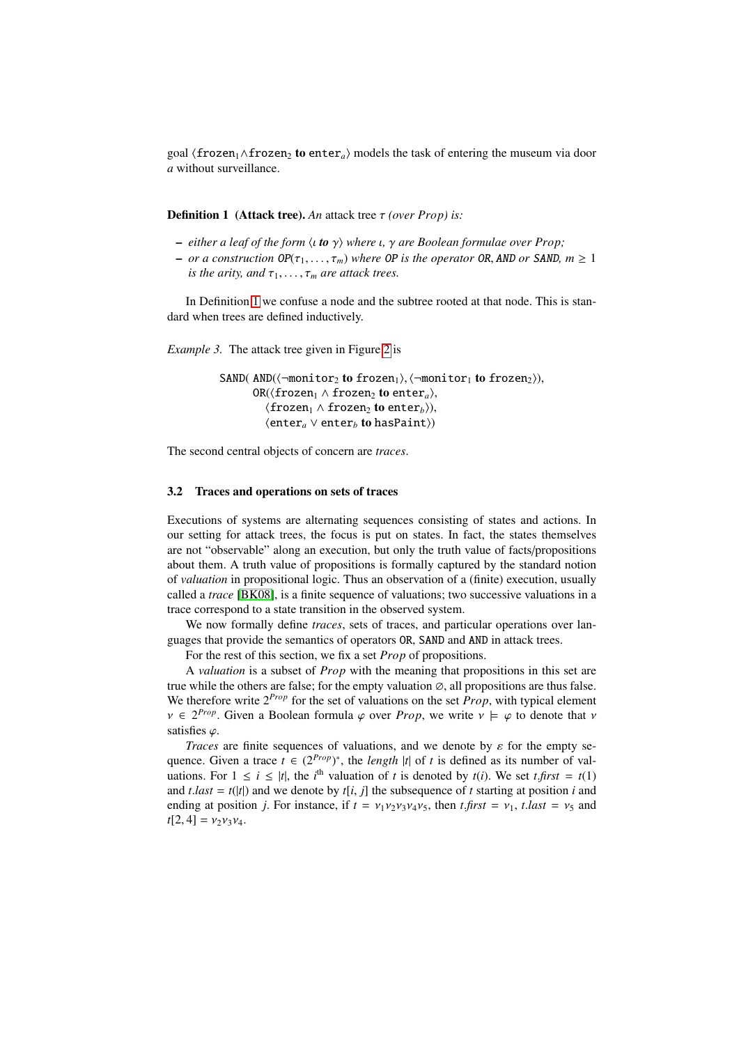goal $\langle \texttt{frozen}_1 \wedge \texttt{frozen}_2 \textbf{ to } \texttt{enter}_a \rangle$ models the task of entering the museum via door $a$ without surveillance.

**Definition 1 (Attack tree).** *An* attack tree $\tau$ *(over Prop) is:*

- *either a leaf of the form $\langle \iota$ **to** $\gamma \rangle$ where $\iota$, $\gamma$ are Boolean formulae over Prop;*
- *or a construction $\texttt{OP}(\tau_1, \ldots, \tau_m)$ where* OP *is the operator* OR*,* AND *or* SAND*, $m \geq 1$ is the arity, and $\tau_1, \ldots, \tau_m$ are attack trees.*

In Definition 1 we confuse a node and the subtree rooted at that node. This is standard when trees are defined inductively.

*Example 3.* The attack tree given in Figure 2 is

$$
\begin{aligned}
&\texttt{SAND}(\ \texttt{AND}(\langle \neg\texttt{monitor}_2 \textbf{ to } \texttt{frozen}_1 \rangle, \langle \neg\texttt{monitor}_1 \textbf{ to } \texttt{frozen}_2 \rangle),\\
&\qquad \texttt{OR}(\langle \texttt{frozen}_1 \wedge \texttt{frozen}_2 \textbf{ to } \texttt{enter}_a \rangle,\\
&\qquad\quad \langle \texttt{frozen}_1 \wedge \texttt{frozen}_2 \textbf{ to } \texttt{enter}_b \rangle),\\
&\qquad\quad \langle \texttt{enter}_a \vee \texttt{enter}_b \textbf{ to } \texttt{hasPaint} \rangle)
\end{aligned}
$$

The second central objects of concern are *traces*.

### 3.2 Traces and operations on sets of traces

Executions of systems are alternating sequences consisting of states and actions. In our setting for attack trees, the focus is put on states. In fact, the states themselves are not "observable" along an execution, but only the truth value of facts/propositions about them. A truth value of propositions is formally captured by the standard notion of *valuation* in propositional logic. Thus an observation of a (finite) execution, usually called a *trace* [BK08], is a finite sequence of valuations; two successive valuations in a trace correspond to a state transition in the observed system.

We now formally define *traces*, sets of traces, and particular operations over languages that provide the semantics of operators OR, SAND and AND in attack trees.

For the rest of this section, we fix a set *Prop* of propositions.

A *valuation* is a subset of *Prop* with the meaning that propositions in this set are true while the others are false; for the empty valuation $\emptyset$, all propositions are thus false. We therefore write $2^{Prop}$ for the set of valuations on the set *Prop*, with typical element $\nu \in 2^{Prop}$. Given a Boolean formula $\varphi$ over *Prop*, we write $\nu \models \varphi$ to denote that $\nu$ satisfies $\varphi$.

*Traces* are finite sequences of valuations, and we denote by $\varepsilon$ for the empty sequence. Given a trace $t \in (2^{Prop})^*$, the *length* $|t|$ of $t$ is defined as its number of valuations. For $1 \leq i \leq |t|$, the $i^{\text{th}}$ valuation of $t$ is denoted by $t(i)$. We set $t.\mathit{first} = t(1)$ and $t.\mathit{last} = t(|t|)$ and we denote by $t[i, j]$ the subsequence of $t$ starting at position $i$ and ending at position $j$. For instance, if $t = \nu_1\nu_2\nu_3\nu_4\nu_5$, then $t.\mathit{first} = \nu_1$, $t.\mathit{last} = \nu_5$ and $t[2, 4] = \nu_2\nu_3\nu_4$.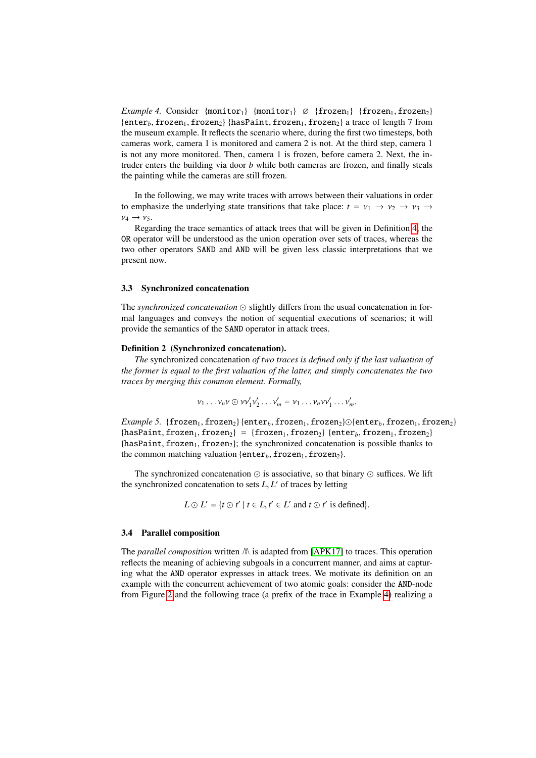*Example 4.* Consider $\{\texttt{monitor}_1\}$ $\{\texttt{monitor}_1\}$ $\varnothing$ $\{\texttt{frozen}_1\}$ $\{\texttt{frozen}_1, \texttt{frozen}_2\}$ $\{\texttt{enter}_b, \texttt{frozen}_1, \texttt{frozen}_2\}$ $\{\texttt{hasPaint}, \texttt{frozen}_1, \texttt{frozen}_2\}$ a trace of length 7 from the museum example. It reflects the scenario where, during the first two timesteps, both cameras work, camera 1 is monitored and camera 2 is not. At the third step, camera 1 is not any more monitored. Then, camera 1 is frozen, before camera 2. Next, the intruder enters the building via door $b$ while both cameras are frozen, and finally steals the painting while the cameras are still frozen.

In the following, we may write traces with arrows between their valuations in order to emphasize the underlying state transitions that take place: $t = \nu_1 \rightarrow \nu_2 \rightarrow \nu_3 \rightarrow \nu_4 \rightarrow \nu_5$.

Regarding the trace semantics of attack trees that will be given in Definition 4, the OR operator will be understood as the union operation over sets of traces, whereas the two other operators SAND and AND will be given less classic interpretations that we present now.

### 3.3 Synchronized concatenation

The *synchronized concatenation* $\odot$ slightly differs from the usual concatenation in formal languages and conveys the notion of sequential executions of scenarios; it will provide the semantics of the SAND operator in attack trees.

**Definition 2 (Synchronized concatenation).** *The* synchronized concatenation *of two traces is defined only if the last valuation of the former is equal to the first valuation of the latter, and simply concatenates the two traces by merging this common element. Formally,*

$$\nu_1 \dots \nu_n \nu \odot \nu \nu'_1 \nu'_2 \dots \nu'_m = \nu_1 \dots \nu_n \nu \nu'_1 \dots \nu'_m.$$

*Example 5.* $\{\texttt{frozen}_1, \texttt{frozen}_2\}\{\texttt{enter}_b, \texttt{frozen}_1, \texttt{frozen}_2\} \odot \{\texttt{enter}_b, \texttt{frozen}_1, \texttt{frozen}_2\}$ $\{\texttt{hasPaint}, \texttt{frozen}_1, \texttt{frozen}_2\}$ $=$ $\{\texttt{frozen}_1, \texttt{frozen}_2\}$ $\{\texttt{enter}_b, \texttt{frozen}_1, \texttt{frozen}_2\}$ $\{\texttt{hasPaint}, \texttt{frozen}_1, \texttt{frozen}_2\}$; the synchronized concatenation is possible thanks to the common matching valuation $\{\texttt{enter}_b, \texttt{frozen}_1, \texttt{frozen}_2\}$.

The synchronized concatenation $\odot$ is associative, so that binary $\odot$ suffices. We lift the synchronized concatenation to sets $L, L'$ of traces by letting

$$L \odot L' = \{t \odot t' \mid t \in L, t' \in L' \text{ and } t \odot t' \text{ is defined}\}.$$

### 3.4 Parallel composition

The *parallel composition* written $\wedge\!\!\!\wedge\!\!\!\wedge$ is adapted from [APK17] to traces. This operation reflects the meaning of achieving subgoals in a concurrent manner, and aims at capturing what the AND operator expresses in attack trees. We motivate its definition on an example with the concurrent achievement of two atomic goals: consider the AND-node from Figure 2 and the following trace (a prefix of the trace in Example 4) realizing a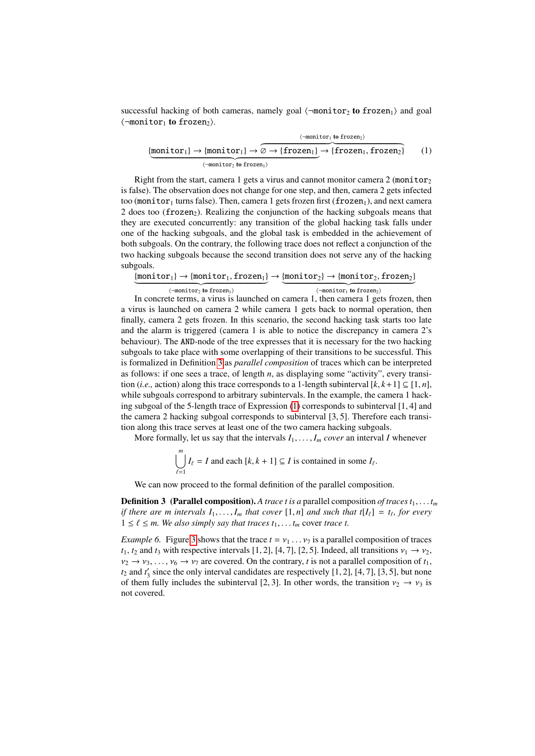successful hacking of both cameras, namely goal $\langle \neg\texttt{monitor}_2 \textbf{ to } \texttt{frozen}_1\rangle$ and goal $\langle \neg\texttt{monitor}_1 \textbf{ to } \texttt{frozen}_2\rangle$.

$$\underbrace{\{\texttt{monitor}_1\} \to \{\texttt{monitor}_1\} \to \overbrace{\varnothing \to \{\texttt{frozen}_1\}}^{}}_{\langle \neg\texttt{monitor}_2 \textbf{ to } \texttt{frozen}_1\rangle} \overbrace{\to \{\texttt{frozen}_1, \texttt{frozen}_2\}}^{\langle \neg\texttt{monitor}_1 \textbf{ to } \texttt{frozen}_2\rangle} \tag{1}$$

Right from the start, camera 1 gets a virus and cannot monitor camera 2 ($\texttt{monitor}_2$ is false). The observation does not change for one step, and then, camera 2 gets infected too ($\texttt{monitor}_1$ turns false). Then, camera 1 gets frozen first ($\texttt{frozen}_1$), and next camera 2 does too ($\texttt{frozen}_2$). Realizing the conjunction of the hacking subgoals means that they are executed concurrently: any transition of the global hacking task falls under one of the hacking subgoals, and the global task is embedded in the achievement of both subgoals. On the contrary, the following trace does not reflect a conjunction of the two hacking subgoals because the second transition does not serve any of the hacking subgoals.

$$\underbrace{\{\texttt{monitor}_1\} \to \{\texttt{monitor}_1, \texttt{frozen}_1\}}_{\langle \neg\texttt{monitor}_2 \textbf{ to } \texttt{frozen}_1\rangle} \to \underbrace{\{\texttt{monitor}_2\} \to \{\texttt{monitor}_2, \texttt{frozen}_2\}}_{\langle \neg\texttt{monitor}_1 \textbf{ to } \texttt{frozen}_2\rangle}$$

In concrete terms, a virus is launched on camera 1, then camera 1 gets frozen, then a virus is launched on camera 2 while camera 1 gets back to normal operation, then finally, camera 2 gets frozen. In this scenario, the second hacking task starts too late and the alarm is triggered (camera 1 is able to notice the discrepancy in camera 2's behaviour). The AND-node of the tree expresses that it is necessary for the two hacking subgoals to take place with some overlapping of their transitions to be successful. This is formalized in Definition 3 as *parallel composition* of traces which can be interpreted as follows: if one sees a trace, of length $n$, as displaying some "activity", every transition (*i.e.,* action) along this trace corresponds to a 1-length subinterval $[k, k+1] \subseteq [1, n]$, while subgoals correspond to arbitrary subintervals. In the example, the camera 1 hacking subgoal of the 5-length trace of Expression (1) corresponds to subinterval $[1, 4]$ and the camera 2 hacking subgoal corresponds to subinterval $[3, 5]$. Therefore each transition along this trace serves at least one of the two camera hacking subgoals.

More formally, let us say that the intervals $I_1, \ldots, I_m$ *cover* an interval $I$ whenever

$$\bigcup_{\ell=1}^{m} I_\ell = I \text{ and each } [k, k+1] \subseteq I \text{ is contained in some } I_\ell.$$

We can now proceed to the formal definition of the parallel composition.

**Definition 3 (Parallel composition).** *A trace $t$ is a* parallel composition *of traces $t_1, \ldots t_m$ if there are $m$ intervals $I_1, \ldots, I_m$ that cover $[1, n]$ and such that $t[I_\ell] = t_\ell$, for every $1 \leq \ell \leq m$. We also simply say that traces $t_1, \ldots t_m$* cover *trace $t$.*

*Example 6.* Figure 3 shows that the trace $t = \nu_1 \ldots \nu_7$ is a parallel composition of traces $t_1$, $t_2$ and $t_3$ with respective intervals $[1, 2]$, $[4, 7]$, $[2, 5]$. Indeed, all transitions $\nu_1 \to \nu_2$, $\nu_2 \to \nu_3, \ldots, \nu_6 \to \nu_7$ are covered. On the contrary, $t$ is not a parallel composition of $t_1$, $t_2$ and $t_3'$ since the only interval candidates are respectively $[1, 2]$, $[4, 7]$, $[3, 5]$, but none of them fully includes the subinterval $[2, 3]$. In other words, the transition $\nu_2 \to \nu_3$ is not covered.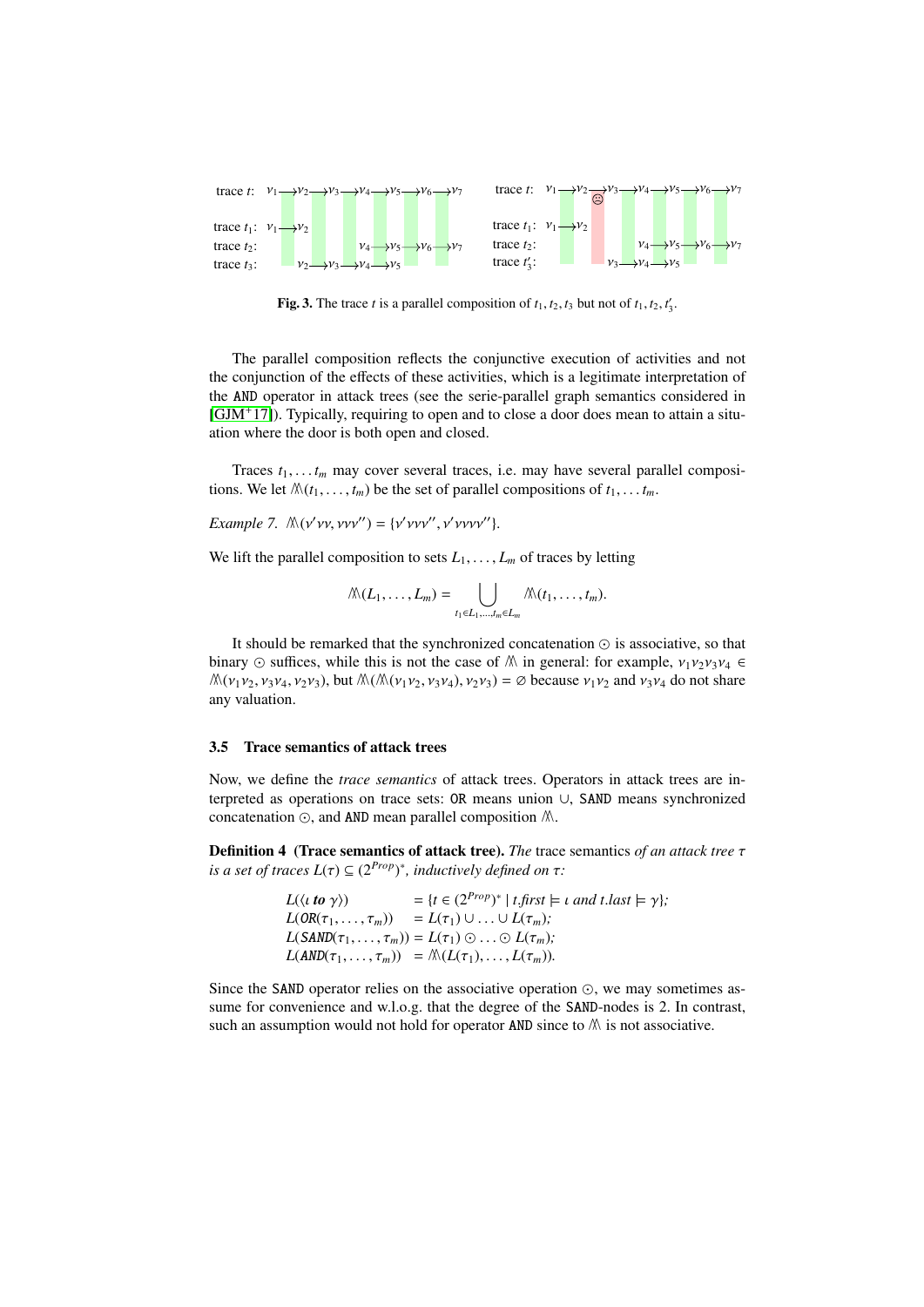trace $t$: $v_1 \longrightarrow v_2 \longrightarrow v_3 \longrightarrow v_4 \longrightarrow v_5 \longrightarrow v_6 \longrightarrow v_7$

trace $t_1$: $v_1 \longrightarrow v_2$
trace $t_2$: $v_4 \longrightarrow v_5 \longrightarrow v_6 \longrightarrow v_7$
trace $t_3$: $v_2 \longrightarrow v_3 \longrightarrow v_4 \longrightarrow v_5$

trace $t$: $v_1 \longrightarrow v_2 \longrightarrow v_3 \longrightarrow v_4 \longrightarrow v_5 \longrightarrow v_6 \longrightarrow v_7$

trace $t_1$: $v_1 \longrightarrow v_2$
trace $t_2$: $v_4 \longrightarrow v_5 \longrightarrow v_6 \longrightarrow v_7$
trace $t_3'$: $v_3 \longrightarrow v_4 \longrightarrow v_5$

**Fig. 3.** The trace $t$ is a parallel composition of $t_1, t_2, t_3$ but not of $t_1, t_2, t_3'$.

The parallel composition reflects the conjunctive execution of activities and not the conjunction of the effects of these activities, which is a legitimate interpretation of the AND operator in attack trees (see the serie-parallel graph semantics considered in [GJM+17]). Typically, requiring to open and to close a door does mean to attain a situation where the door is both open and closed.

Traces $t_1, \ldots t_m$ may cover several traces, i.e. may have several parallel compositions. We let $⩕(t_1, \ldots, t_m)$ be the set of parallel compositions of $t_1, \ldots t_m$.

*Example 7.* $⩕(v'vv, vvv'') = \{v'vvv'', v'vvvv''\}$.

We lift the parallel composition to sets $L_1, \ldots, L_m$ of traces by letting

$$⩕(L_1, \ldots, L_m) = \bigcup_{t_1 \in L_1, \ldots, t_m \in L_m} ⩕(t_1, \ldots, t_m).$$

It should be remarked that the synchronized concatenation $\odot$ is associative, so that binary $\odot$ suffices, while this is not the case of $⩕$ in general: for example, $v_1v_2v_3v_4 \in ⩕(v_1v_2, v_3v_4, v_2v_3)$, but $⩕(⩕(v_1v_2, v_3v_4), v_2v_3) = \emptyset$ because $v_1v_2$ and $v_3v_4$ do not share any valuation.

### 3.5 Trace semantics of attack trees

Now, we define the *trace semantics* of attack trees. Operators in attack trees are interpreted as operations on trace sets: OR means union $\cup$, SAND means synchronized concatenation $\odot$, and AND mean parallel composition $⩕$.

**Definition 4 (Trace semantics of attack tree).** *The* trace semantics *of an attack tree $\tau$ is a set of traces $L(\tau) \subseteq (2^{Prop})^*$, inductively defined on $\tau$:*

$$
\begin{aligned}
L(\langle \iota \textbf{ to } \gamma \rangle) &= \{t \in (2^{Prop})^* \mid t.first \models \iota \text{ and } t.last \models \gamma\};\\
L(OR(\tau_1, \ldots, \tau_m)) &= L(\tau_1) \cup \ldots \cup L(\tau_m);\\
L(SAND(\tau_1, \ldots, \tau_m)) &= L(\tau_1) \odot \ldots \odot L(\tau_m);\\
L(AND(\tau_1, \ldots, \tau_m)) &= ⩕(L(\tau_1), \ldots, L(\tau_m)).
\end{aligned}
$$

Since the SAND operator relies on the associative operation $\odot$, we may sometimes assume for convenience and w.l.o.g. that the degree of the SAND-nodes is 2. In contrast, such an assumption would not hold for operator AND since to $⩕$ is not associative.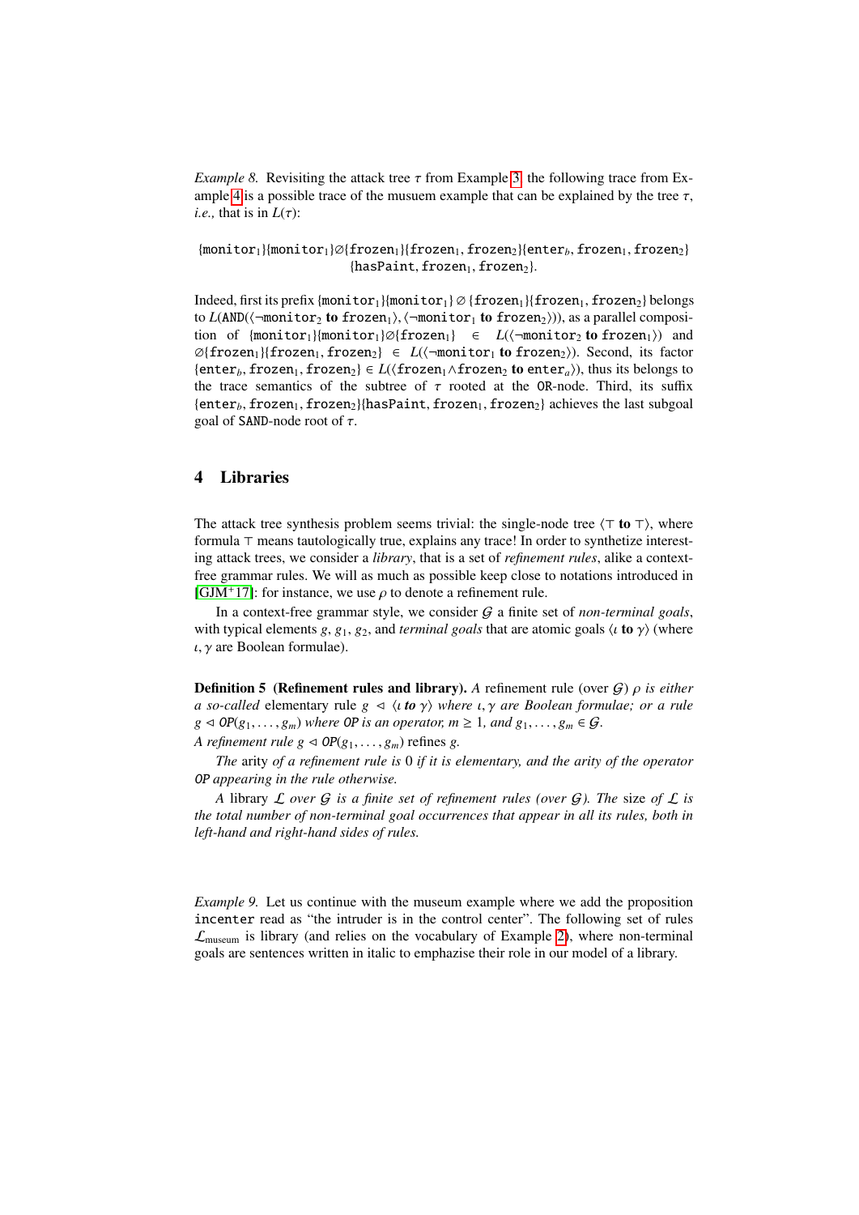*Example 8.* Revisiting the attack tree $\tau$ from Example 3, the following trace from Example 4 is a possible trace of the musuem example that can be explained by the tree $\tau$, *i.e.,* that is in $L(\tau)$:

$$\{\mathtt{monitor}_1\}\{\mathtt{monitor}_1\}\varnothing\{\mathtt{frozen}_1\}\{\mathtt{frozen}_1,\mathtt{frozen}_2\}\{\mathtt{enter}_b,\mathtt{frozen}_1,\mathtt{frozen}_2\}$$
$$\{\mathtt{hasPaint},\mathtt{frozen}_1,\mathtt{frozen}_2\}.$$

Indeed, first its prefix $\{\mathtt{monitor}_1\}\{\mathtt{monitor}_1\}\varnothing\{\mathtt{frozen}_1\}\{\mathtt{frozen}_1,\mathtt{frozen}_2\}$ belongs to $L(\mathtt{AND}(\langle\neg\mathtt{monitor}_2 \textbf{ to } \mathtt{frozen}_1\rangle, \langle\neg\mathtt{monitor}_1 \textbf{ to } \mathtt{frozen}_2\rangle))$, as a parallel composition of $\{\mathtt{monitor}_1\}\{\mathtt{monitor}_1\}\varnothing\{\mathtt{frozen}_1\} \in L(\langle\neg\mathtt{monitor}_2 \textbf{ to } \mathtt{frozen}_1\rangle)$ and $\varnothing\{\mathtt{frozen}_1\}\{\mathtt{frozen}_1,\mathtt{frozen}_2\} \in L(\langle\neg\mathtt{monitor}_1 \textbf{ to } \mathtt{frozen}_2\rangle)$. Second, its factor $\{\mathtt{enter}_b,\mathtt{frozen}_1,\mathtt{frozen}_2\} \in L(\langle\mathtt{frozen}_1\wedge\mathtt{frozen}_2 \textbf{ to } \mathtt{enter}_a\rangle)$, thus its belongs to the trace semantics of the subtree of $\tau$ rooted at the OR-node. Third, its suffix $\{\mathtt{enter}_b,\mathtt{frozen}_1,\mathtt{frozen}_2\}\{\mathtt{hasPaint},\mathtt{frozen}_1,\mathtt{frozen}_2\}$ achieves the last subgoal goal of SAND-node root of $\tau$.

## 4 Libraries

The attack tree synthesis problem seems trivial: the single-node tree $\langle\top \textbf{ to } \top\rangle$, where formula $\top$ means tautologically true, explains any trace! In order to synthetize interesting attack trees, we consider a *library*, that is a set of *refinement rules*, alike a context-free grammar rules. We will as much as possible keep close to notations introduced in [GJM+17]: for instance, we use $\rho$ to denote a refinement rule.

In a context-free grammar style, we consider $\mathcal{G}$ a finite set of *non-terminal goals*, with typical elements $g$, $g_1$, $g_2$, and *terminal goals* that are atomic goals $\langle\iota \textbf{ to } \gamma\rangle$ (where $\iota,\gamma$ are Boolean formulae).

**Definition 5 (Refinement rules and library).** *A* refinement rule *(over $\mathcal{G}$) $\rho$ is either a so-called* elementary rule *$g \lhd \langle\iota$ **to** $\gamma\rangle$ where $\iota,\gamma$ are Boolean formulae; or a rule $g \lhd \mathtt{OP}(g_1,\ldots,g_m)$ where OP is an operator, $m \geq 1$, and $g_1,\ldots,g_m \in \mathcal{G}$.*
*A refinement rule $g \lhd \mathtt{OP}(g_1,\ldots,g_m)$* refines *$g$.*

*The* arity *of a refinement rule is 0 if it is elementary, and the arity of the operator OP appearing in the rule otherwise.*

*A* library *$\mathcal{L}$ over $\mathcal{G}$ is a finite set of refinement rules (over $\mathcal{G}$). The* size *of $\mathcal{L}$ is the total number of non-terminal goal occurrences that appear in all its rules, both in left-hand and right-hand sides of rules.*

*Example 9.* Let us continue with the museum example where we add the proposition incenter read as "the intruder is in the control center". The following set of rules $\mathcal{L}_{\text{museum}}$ is library (and relies on the vocabulary of Example 2), where non-terminal goals are sentences written in italic to emphazise their role in our model of a library.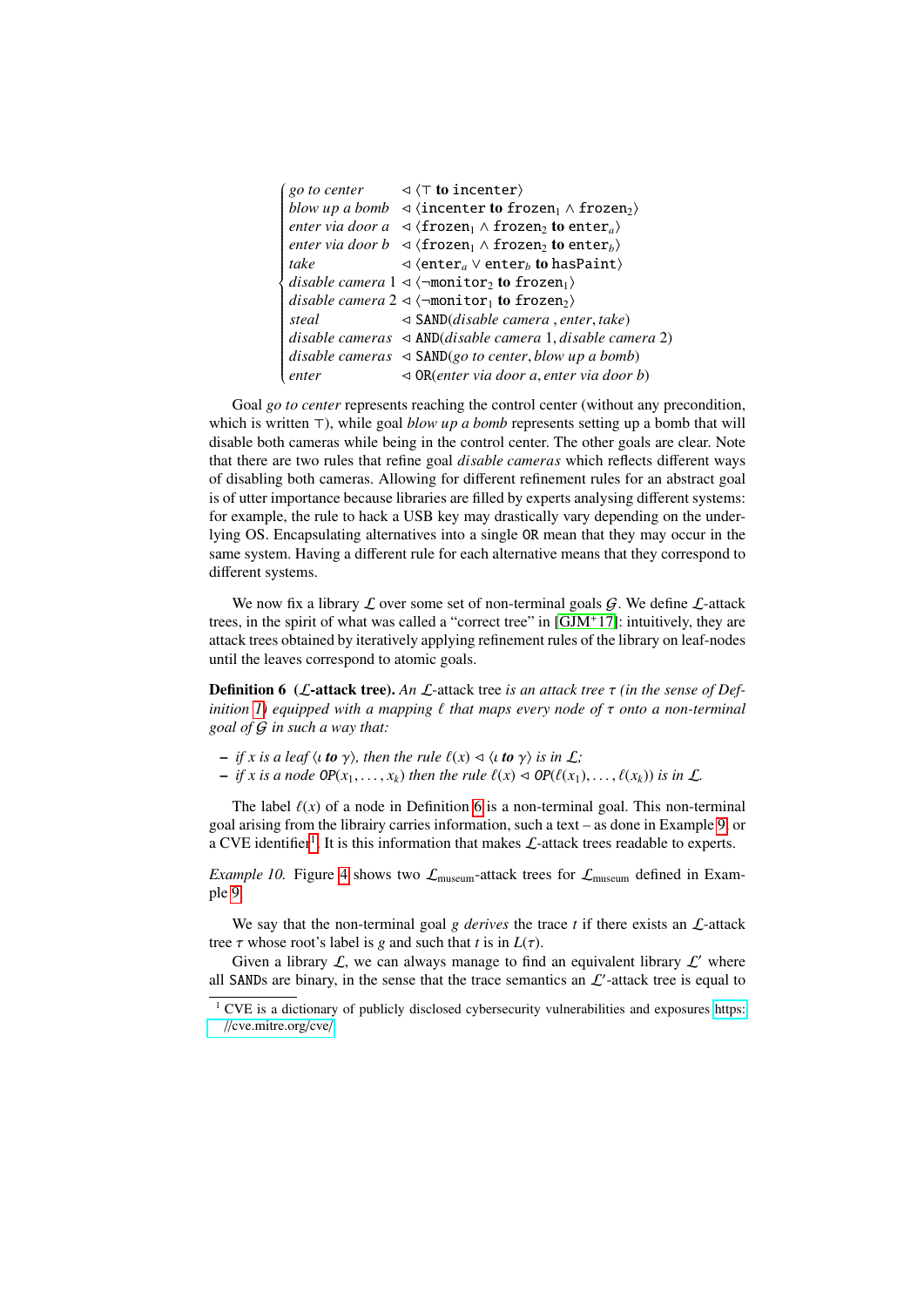$$
\begin{cases}
\textit{go to center} & \lhd \langle \top \ \textbf{to}\ \mathtt{incenter} \rangle \\
\textit{blow up a bomb} & \lhd \langle \mathtt{incenter}\ \textbf{to}\ \mathtt{frozen}_1 \wedge \mathtt{frozen}_2 \rangle \\
\textit{enter via door a} & \lhd \langle \mathtt{frozen}_1 \wedge \mathtt{frozen}_2\ \textbf{to}\ \mathtt{enter}_a \rangle \\
\textit{enter via door b} & \lhd \langle \mathtt{frozen}_1 \wedge \mathtt{frozen}_2\ \textbf{to}\ \mathtt{enter}_b \rangle \\
\textit{take} & \lhd \langle \mathtt{enter}_a \vee \mathtt{enter}_b\ \textbf{to}\ \mathtt{hasPaint} \rangle \\
\textit{disable camera 1} & \lhd \langle \neg\mathtt{monitor}_2\ \textbf{to}\ \mathtt{frozen}_1 \rangle \\
\textit{disable camera 2} & \lhd \langle \neg\mathtt{monitor}_1\ \textbf{to}\ \mathtt{frozen}_2 \rangle \\
\textit{steal} & \lhd \mathtt{SAND}(\textit{disable camera}\ , \textit{enter}, \textit{take}) \\
\textit{disable cameras} & \lhd \mathtt{AND}(\textit{disable camera 1}, \textit{disable camera 2}) \\
\textit{disable cameras} & \lhd \mathtt{SAND}(\textit{go to center}, \textit{blow up a bomb}) \\
\textit{enter} & \lhd \mathtt{OR}(\textit{enter via door a}, \textit{enter via door b})
\end{cases}
$$

Goal *go to center* represents reaching the control center (without any precondition, which is written $\top$), while goal *blow up a bomb* represents setting up a bomb that will disable both cameras while being in the control center. The other goals are clear. Note that there are two rules that refine goal *disable cameras* which reflects different ways of disabling both cameras. Allowing for different refinement rules for an abstract goal is of utter importance because libraries are filled by experts analysing different systems: for example, the rule to hack a USB key may drastically vary depending on the underlying OS. Encapsulating alternatives into a single OR mean that they may occur in the same system. Having a different rule for each alternative means that they correspond to different systems.

We now fix a library $\mathcal{L}$ over some set of non-terminal goals $\mathcal{G}$. We define $\mathcal{L}$-attack trees, in the spirit of what was called a "correct tree" in [GJM+17]: intuitively, they are attack trees obtained by iteratively applying refinement rules of the library on leaf-nodes until the leaves correspond to atomic goals.

**Definition 6** **($\mathcal{L}$-attack tree).** *An $\mathcal{L}$-attack tree is an attack tree $\tau$ (in the sense of Definition 1) equipped with a mapping $\ell$ that maps every node of $\tau$ onto a non-terminal goal of $\mathcal{G}$ in such a way that:*

- *if $x$ is a leaf $\langle \iota$ **to** $\gamma\rangle$, then the rule $\ell(x) \lhd \langle \iota$ **to** $\gamma\rangle$ is in $\mathcal{L}$;*
- *if $x$ is a node $\mathtt{OP}(x_1, \ldots, x_k)$ then the rule $\ell(x) \lhd \mathtt{OP}(\ell(x_1), \ldots, \ell(x_k))$ is in $\mathcal{L}$.*

The label $\ell(x)$ of a node in Definition 6 is a non-terminal goal. This non-terminal goal arising from the librairy carries information, such a text – as done in Example 9, or a CVE identifier[1]. It is this information that makes $\mathcal{L}$-attack trees readable to experts.

*Example 10.* Figure 4 shows two $\mathcal{L}_{\text{museum}}$-attack trees for $\mathcal{L}_{\text{museum}}$ defined in Example 9.

We say that the non-terminal goal $g$ *derives* the trace $t$ if there exists an $\mathcal{L}$-attack tree $\tau$ whose root's label is $g$ and such that $t$ is in $L(\tau)$.

Given a library $\mathcal{L}$, we can always manage to find an equivalent library $\mathcal{L}'$ where all SANDs are binary, in the sense that the trace semantics an $\mathcal{L}'$-attack tree is equal to

[1] CVE is a dictionary of publicly disclosed cybersecurity vulnerabilities and exposures https://cve.mitre.org/cve/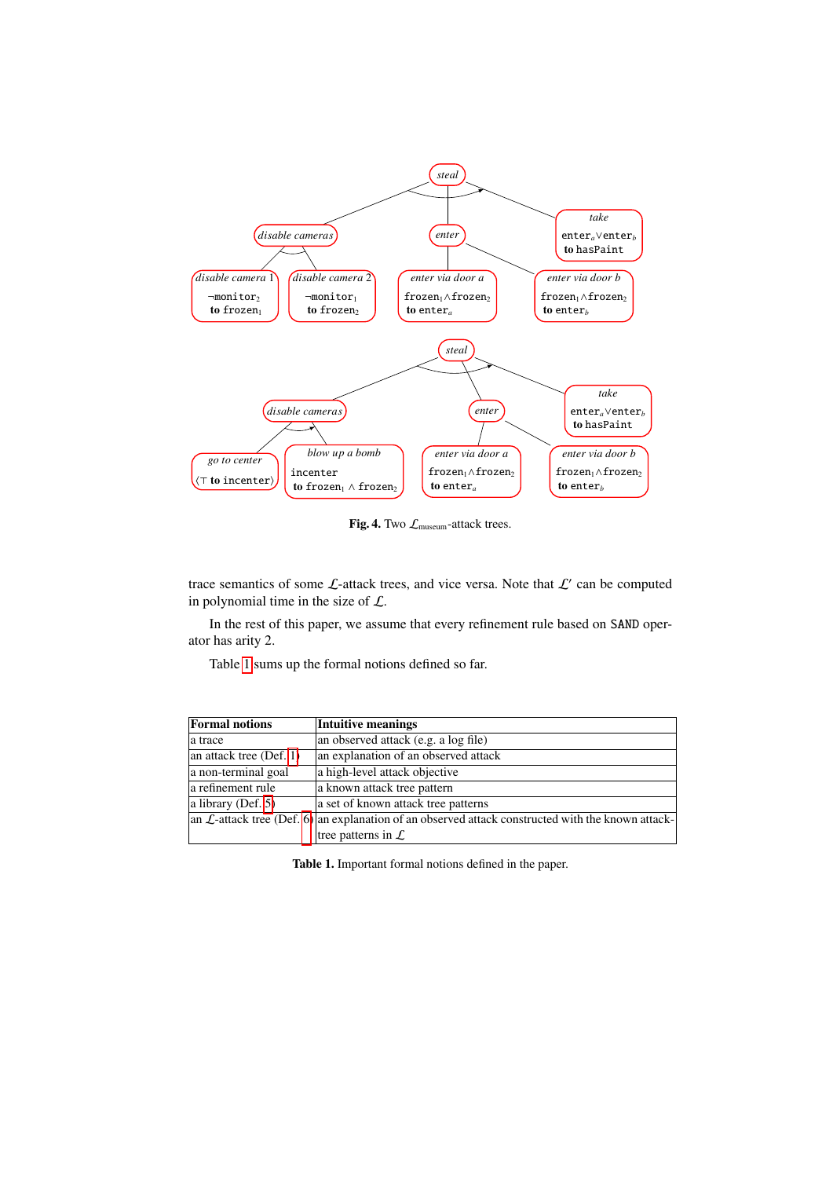**Fig. 4.** Two $\mathcal{L}_{\text{museum}}$-attack trees.

trace semantics of some $\mathcal{L}$-attack trees, and vice versa. Note that $\mathcal{L}'$ can be computed in polynomial time in the size of $\mathcal{L}$.

In the rest of this paper, we assume that every refinement rule based on SAND operator has arity 2.

Table 1 sums up the formal notions defined so far.

| Formal notions | Intuitive meanings |
|---|---|
| a trace | an observed attack (e.g. a log file) |
| an attack tree (Def. 1) | an explanation of an observed attack |
| a non-terminal goal | a high-level attack objective |
| a refinement rule | a known attack tree pattern |
| a library (Def. 5) | a set of known attack tree patterns |
| an $\mathcal{L}$-attack tree (Def. 6) | an explanation of an observed attack constructed with the known attack-tree patterns in $\mathcal{L}$ |

**Table 1.** Important formal notions defined in the paper.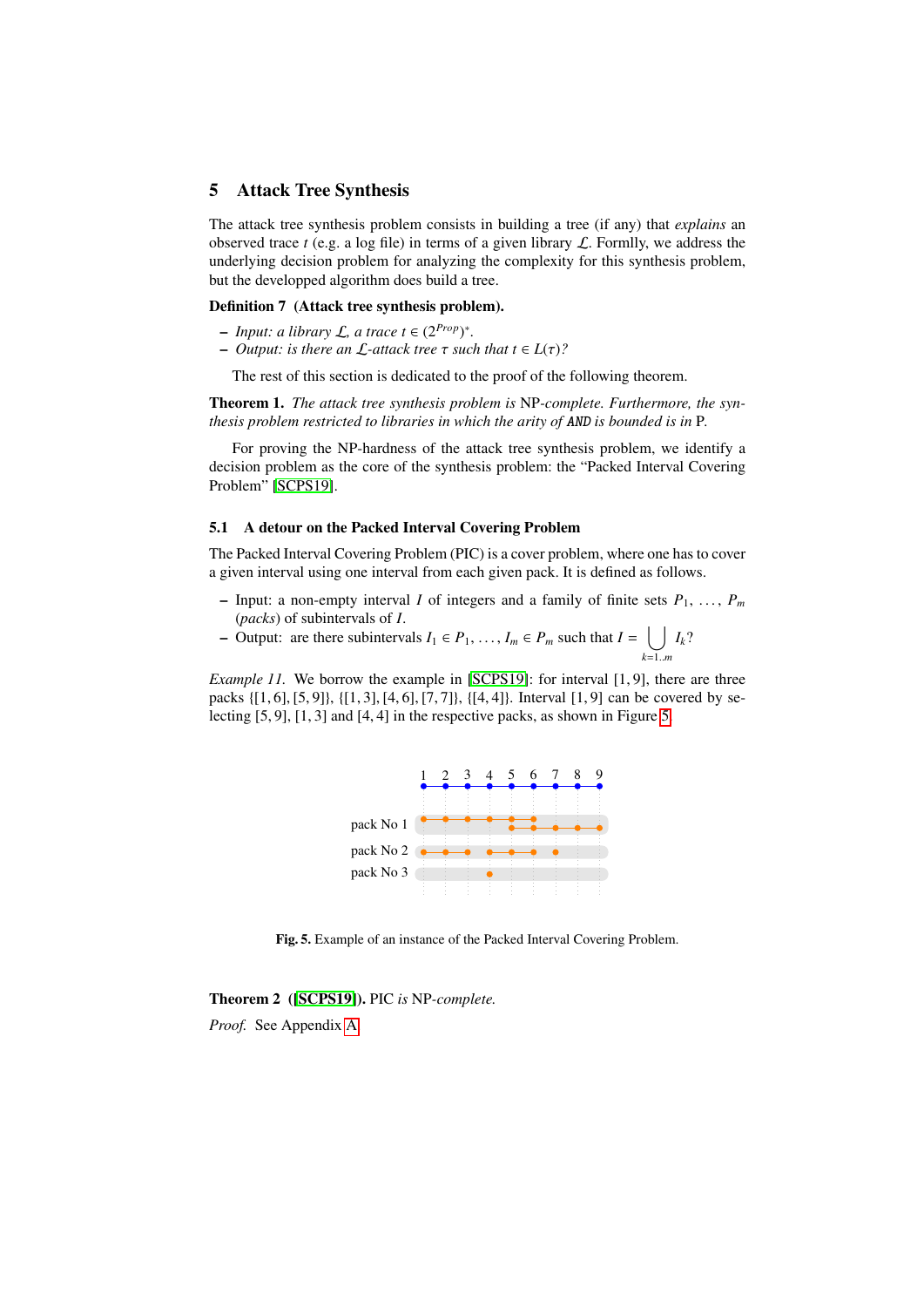## 5 Attack Tree Synthesis

The attack tree synthesis problem consists in building a tree (if any) that *explains* an observed trace $t$ (e.g. a log file) in terms of a given library $\mathcal{L}$. Formlly, we address the underlying decision problem for analyzing the complexity for this synthesis problem, but the developped algorithm does build a tree.

**Definition 7 (Attack tree synthesis problem).**

- *Input: a library $\mathcal{L}$, a trace $t \in (2^{Prop})^*$.*
- *Output: is there an $\mathcal{L}$-attack tree $\tau$ such that $t \in L(\tau)$?*

The rest of this section is dedicated to the proof of the following theorem.

**Theorem 1.** *The attack tree synthesis problem is* NP*-complete. Furthermore, the synthesis problem restricted to libraries in which the arity of* `AND` *is bounded is in* P.

For proving the NP-hardness of the attack tree synthesis problem, we identify a decision problem as the core of the synthesis problem: the "Packed Interval Covering Problem" [SCPS19].

### 5.1 A detour on the Packed Interval Covering Problem

The Packed Interval Covering Problem (PIC) is a cover problem, where one has to cover a given interval using one interval from each given pack. It is defined as follows.

- Input: a non-empty interval $I$ of integers and a family of finite sets $P_1, \ldots, P_m$ (*packs*) of subintervals of $I$.
- Output: are there subintervals $I_1 \in P_1, \ldots, I_m \in P_m$ such that $I = \bigcup_{k=1..m} I_k$?

*Example 11.* We borrow the example in [SCPS19]: for interval $[1, 9]$, there are three packs $\{[1, 6], [5, 9]\}$, $\{[1, 3], [4, 6], [7, 7]\}$, $\{[4, 4]\}$. Interval $[1, 9]$ can be covered by selecting $[5, 9]$, $[1, 3]$ and $[4, 4]$ in the respective packs, as shown in Figure 5.

**Fig. 5.** Example of an instance of the Packed Interval Covering Problem.

**Theorem 2 ([SCPS19]).** PIC *is* NP*-complete.*

*Proof.* See Appendix A.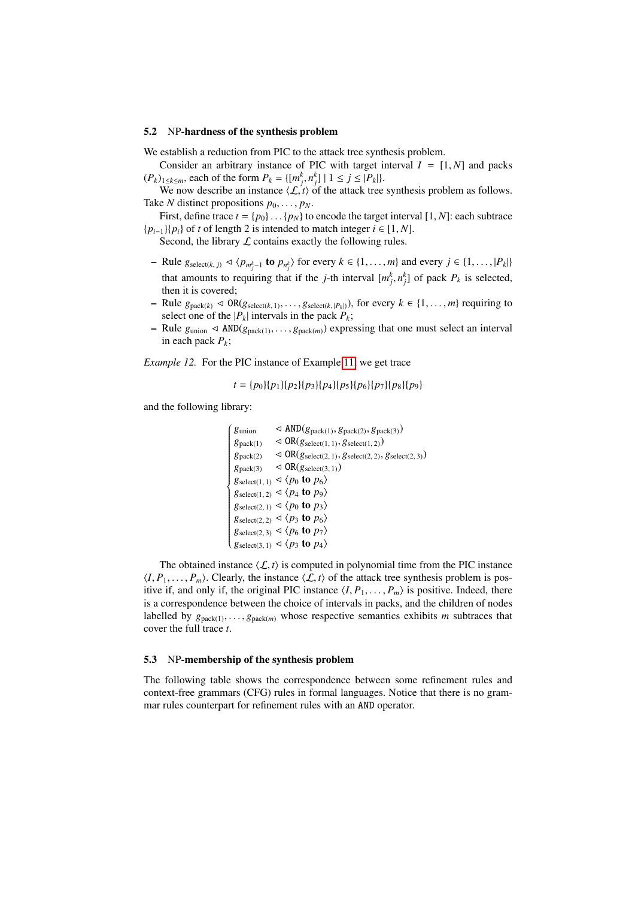### 5.2 NP-hardness of the synthesis problem

We establish a reduction from PIC to the attack tree synthesis problem.

Consider an arbitrary instance of PIC with target interval $I = [1, N]$ and packs $(P_k)_{1 \leq k \leq m}$, each of the form $P_k = \{[m_j^k, n_j^k] \mid 1 \leq j \leq |P_k|\}$.

We now describe an instance $\langle \mathcal{L}, t \rangle$ of the attack tree synthesis problem as follows. Take $N$ distinct propositions $p_0, \ldots, p_N$.

First, define trace $t = \{p_0\} \ldots \{p_N\}$ to encode the target interval $[1, N]$: each subtrace $\{p_{i-1}\}\{p_i\}$ of $t$ of length 2 is intended to match integer $i \in [1, N]$.

Second, the library $\mathcal{L}$ contains exactly the following rules.

- Rule $g_{\text{select}(k,\, j)} \lhd \langle p_{m_j^k - 1} \textbf{ to } p_{n_j^k} \rangle$ for every $k \in \{1, \ldots, m\}$ and every $j \in \{1, \ldots, |P_k|\}$ that amounts to requiring that if the $j$-th interval $[m_j^k, n_j^k]$ of pack $P_k$ is selected, then it is covered;
- Rule $g_{\text{pack}(k)} \lhd \texttt{OR}(g_{\text{select}(k,1)}, \ldots, g_{\text{select}(k,|P_k|)})$, for every $k \in \{1, \ldots, m\}$ requiring to select one of the $|P_k|$ intervals in the pack $P_k$;
- Rule $g_{\text{union}} \lhd \texttt{AND}(g_{\text{pack}(1)}, \ldots, g_{\text{pack}(m)})$ expressing that one must select an interval in each pack $P_k$;

*Example 12.* For the PIC instance of Example 11, we get trace

$$t = \{p_0\}\{p_1\}\{p_2\}\{p_3\}\{p_4\}\{p_5\}\{p_6\}\{p_7\}\{p_8\}\{p_9\}$$

and the following library:

$$\begin{cases}
g_{\text{union}} & \lhd \texttt{AND}(g_{\text{pack}(1)}, g_{\text{pack}(2)}, g_{\text{pack}(3)}) \\
g_{\text{pack}(1)} & \lhd \texttt{OR}(g_{\text{select}(1,\,1)}, g_{\text{select}(1,\,2)}) \\
g_{\text{pack}(2)} & \lhd \texttt{OR}(g_{\text{select}(2,\,1)}, g_{\text{select}(2,\,2)}, g_{\text{select}(2,\,3)}) \\
g_{\text{pack}(3)} & \lhd \texttt{OR}(g_{\text{select}(3,\,1)}) \\
g_{\text{select}(1,\,1)} & \lhd \langle p_0 \textbf{ to } p_6 \rangle \\
g_{\text{select}(1,\,2)} & \lhd \langle p_4 \textbf{ to } p_9 \rangle \\
g_{\text{select}(2,\,1)} & \lhd \langle p_0 \textbf{ to } p_3 \rangle \\
g_{\text{select}(2,\,2)} & \lhd \langle p_3 \textbf{ to } p_6 \rangle \\
g_{\text{select}(2,\,3)} & \lhd \langle p_6 \textbf{ to } p_7 \rangle \\
g_{\text{select}(3,\,1)} & \lhd \langle p_3 \textbf{ to } p_4 \rangle
\end{cases}$$

The obtained instance $\langle \mathcal{L}, t \rangle$ is computed in polynomial time from the PIC instance $\langle I, P_1, \ldots, P_m \rangle$. Clearly, the instance $\langle \mathcal{L}, t \rangle$ of the attack tree synthesis problem is positive if, and only if, the original PIC instance $\langle I, P_1, \ldots, P_m \rangle$ is positive. Indeed, there is a correspondence between the choice of intervals in packs, and the children of nodes labelled by $g_{\text{pack}(1)}, \ldots, g_{\text{pack}(m)}$ whose respective semantics exhibits $m$ subtraces that cover the full trace $t$.

### 5.3 NP-membership of the synthesis problem

The following table shows the correspondence between some refinement rules and context-free grammars (CFG) rules in formal languages. Notice that there is no grammar rules counterpart for refinement rules with an AND operator.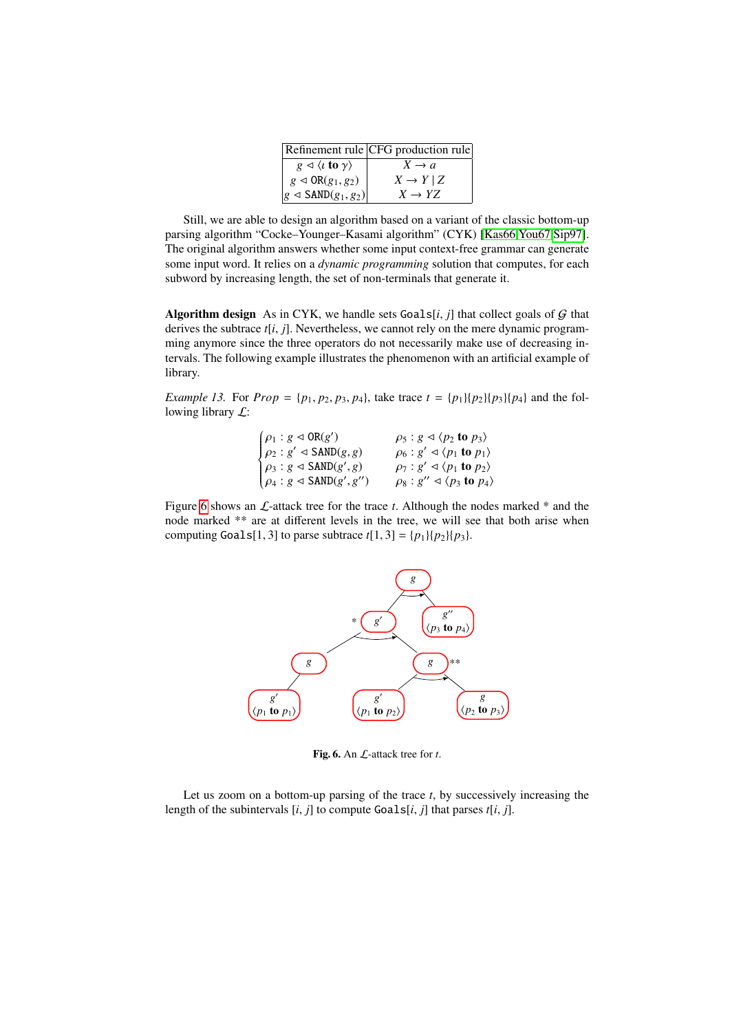| Refinement rule | CFG production rule |
| --- | --- |
| $g \lhd \langle \iota \textbf{ to } \gamma \rangle$ | $X \to a$ |
| $g \lhd \texttt{OR}(g_1, g_2)$ | $X \to Y \mid Z$ |
| $g \lhd \texttt{SAND}(g_1, g_2)$ | $X \to YZ$ |

Still, we are able to design an algorithm based on a variant of the classic bottom-up parsing algorithm "Cocke–Younger–Kasami algorithm" (CYK) [Kas66, You67, Sip97]. The original algorithm answers whether some input context-free grammar can generate some input word. It relies on a *dynamic programming* solution that computes, for each subword by increasing length, the set of non-terminals that generate it.

**Algorithm design** As in CYK, we handle sets $\texttt{Goals}[i, j]$ that collect goals of $\mathcal{G}$ that derives the subtrace $t[i, j]$. Nevertheless, we cannot rely on the mere dynamic programming anymore since the three operators do not necessarily make use of decreasing intervals. The following example illustrates the phenomenon with an artificial example of library.

*Example 13.* For $Prop = \{p_1, p_2, p_3, p_4\}$, take trace $t = \{p_1\}\{p_2\}\{p_3\}\{p_4\}$ and the following library $\mathcal{L}$:

$$
\begin{cases}
\rho_1 : g \lhd \texttt{OR}(g') & \rho_5 : g \lhd \langle p_2 \textbf{ to } p_3 \rangle \\
\rho_2 : g' \lhd \texttt{SAND}(g, g) & \rho_6 : g' \lhd \langle p_1 \textbf{ to } p_1 \rangle \\
\rho_3 : g \lhd \texttt{SAND}(g', g) & \rho_7 : g' \lhd \langle p_1 \textbf{ to } p_2 \rangle \\
\rho_4 : g \lhd \texttt{SAND}(g', g'') & \rho_8 : g'' \lhd \langle p_3 \textbf{ to } p_4 \rangle
\end{cases}
$$

Figure 6 shows an $\mathcal{L}$-attack tree for the trace $t$. Although the nodes marked * and the node marked ** are at different levels in the tree, we will see that both arise when computing $\texttt{Goals}[1, 3]$ to parse subtrace $t[1, 3] = \{p_1\}\{p_2\}\{p_3\}$.

**Fig. 6.** An $\mathcal{L}$-attack tree for $t$.

Let us zoom on a bottom-up parsing of the trace $t$, by successively increasing the length of the subintervals $[i, j]$ to compute $\texttt{Goals}[i, j]$ that parses $t[i, j]$.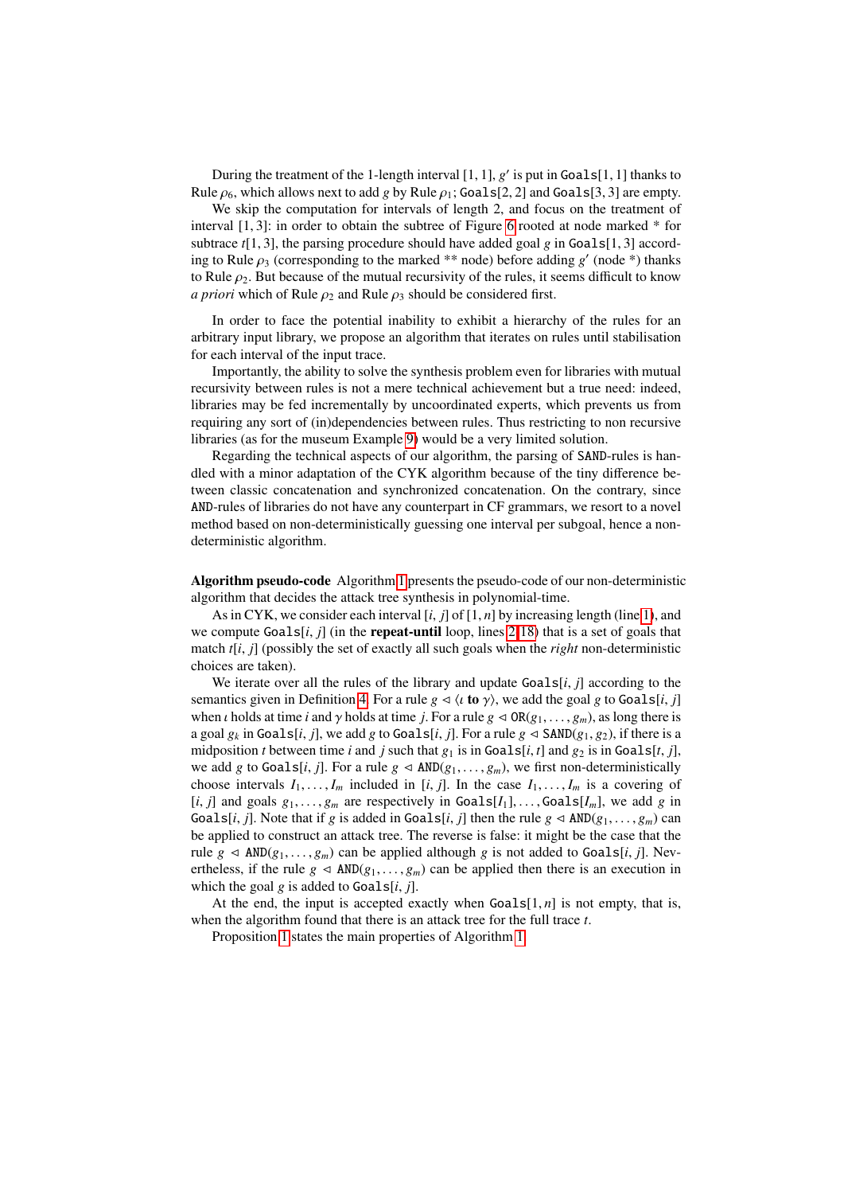During the treatment of the 1-length interval $[1, 1]$, $g'$ is put in Goals$[1, 1]$ thanks to Rule $\rho_6$, which allows next to add $g$ by Rule $\rho_1$; Goals$[2, 2]$ and Goals$[3, 3]$ are empty.

We skip the computation for intervals of length 2, and focus on the treatment of interval $[1, 3]$: in order to obtain the subtree of Figure 6 rooted at node marked * for subtrace $t[1, 3]$, the parsing procedure should have added goal $g$ in Goals$[1, 3]$ according to Rule $\rho_3$ (corresponding to the marked ** node) before adding $g'$ (node *) thanks to Rule $\rho_2$. But because of the mutual recursivity of the rules, it seems difficult to know *a priori* which of Rule $\rho_2$ and Rule $\rho_3$ should be considered first.

In order to face the potential inability to exhibit a hierarchy of the rules for an arbitrary input library, we propose an algorithm that iterates on rules until stabilisation for each interval of the input trace.

Importantly, the ability to solve the synthesis problem even for libraries with mutual recursivity between rules is not a mere technical achievement but a true need: indeed, libraries may be fed incrementally by uncoordinated experts, which prevents us from requiring any sort of (in)dependencies between rules. Thus restricting to non recursive libraries (as for the museum Example 9) would be a very limited solution.

Regarding the technical aspects of our algorithm, the parsing of SAND-rules is handled with a minor adaptation of the CYK algorithm because of the tiny difference between classic concatenation and synchronized concatenation. On the contrary, since AND-rules of libraries do not have any counterpart in CF grammars, we resort to a novel method based on non-deterministically guessing one interval per subgoal, hence a non-deterministic algorithm.

**Algorithm pseudo-code** Algorithm 1 presents the pseudo-code of our non-deterministic algorithm that decides the attack tree synthesis in polynomial-time.

As in CYK, we consider each interval $[i, j]$ of $[1, n]$ by increasing length (line 1), and we compute Goals$[i, j]$ (in the **repeat-until** loop, lines 2-18) that is a set of goals that match $t[i, j]$ (possibly the set of exactly all such goals when the *right* non-deterministic choices are taken).

We iterate over all the rules of the library and update Goals$[i, j]$ according to the semantics given in Definition 4. For a rule $g \lhd \langle \iota \textbf{ to } \gamma \rangle$, we add the goal $g$ to Goals$[i, j]$ when $\iota$ holds at time $i$ and $\gamma$ holds at time $j$. For a rule $g \lhd \texttt{OR}(g_1, \ldots, g_m)$, as long there is a goal $g_k$ in Goals$[i, j]$, we add $g$ to Goals$[i, j]$. For a rule $g \lhd \texttt{SAND}(g_1, g_2)$, if there is a midposition $t$ between time $i$ and $j$ such that $g_1$ is in Goals$[i, t]$ and $g_2$ is in Goals$[t, j]$, we add $g$ to Goals$[i, j]$. For a rule $g \lhd \texttt{AND}(g_1, \ldots, g_m)$, we first non-deterministically choose intervals $I_1, \ldots, I_m$ included in $[i, j]$. In the case $I_1, \ldots, I_m$ is a covering of $[i, j]$ and goals $g_1, \ldots, g_m$ are respectively in Goals$[I_1], \ldots,$ Goals$[I_m]$, we add $g$ in Goals$[i, j]$. Note that if $g$ is added in Goals$[i, j]$ then the rule $g \lhd \texttt{AND}(g_1, \ldots, g_m)$ can be applied to construct an attack tree. The reverse is false: it might be the case that the rule $g \lhd \texttt{AND}(g_1, \ldots, g_m)$ can be applied although $g$ is not added to Goals$[i, j]$. Nevertheless, if the rule $g \lhd \texttt{AND}(g_1, \ldots, g_m)$ can be applied then there is an execution in which the goal $g$ is added to Goals$[i, j]$.

At the end, the input is accepted exactly when Goals$[1, n]$ is not empty, that is, when the algorithm found that there is an attack tree for the full trace $t$.

Proposition 1 states the main properties of Algorithm 1.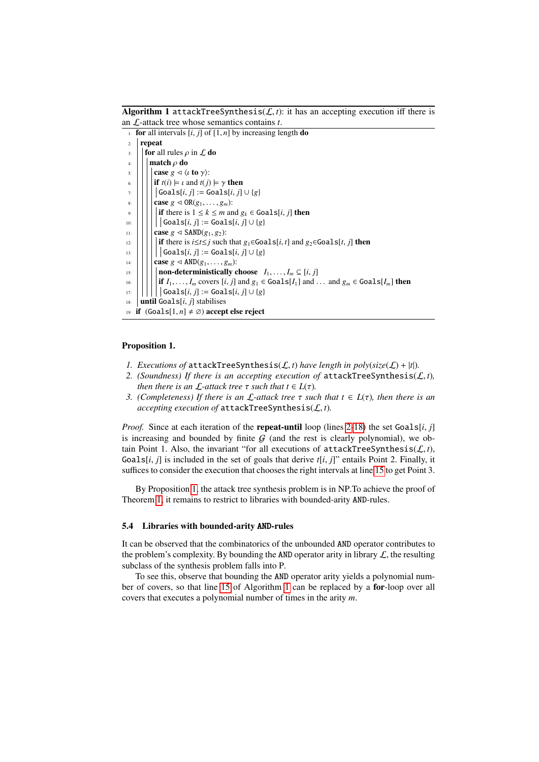**Algorithm 1** `attackTreeSynthesis`($\mathcal{L}, t$): it has an accepting execution iff there is an $\mathcal{L}$-attack tree whose semantics contains $t$.

```
1:  for all intervals [i, j] of [1, n] by increasing length do
2:    repeat
3:      for all rules ρ in L do
4:        match ρ do
5:          case g ◁ ⟨ι to γ⟩:
6:            if t(i) ⊨ ι and t(j) ⊨ γ then
7:              Goals[i, j] := Goals[i, j] ∪ {g}
8:          case g ◁ OR(g_1, ..., g_m):
9:            if there is 1 ≤ k ≤ m and g_k ∈ Goals[i, j] then
10:             Goals[i, j] := Goals[i, j] ∪ {g}
11:         case g ◁ SAND(g_1, g_2):
12:           if there is i≤t≤j such that g_1∈Goals[i, t] and g_2∈Goals[t, j] then
13:             Goals[i, j] := Goals[i, j] ∪ {g}
14:         case g ◁ AND(g_1, ..., g_m):
15:           non-deterministically choose  I_1, ..., I_m ⊆ [i, j]
16:           if I_1, ..., I_m covers [i, j] and g_1 ∈ Goals[I_1] and ... and g_m ∈ Goals[I_m] then
17:             Goals[i, j] := Goals[i, j] ∪ {g}
18:   until Goals[i, j] stabilises
19: if (Goals[1, n] ≠ ∅) accept else reject
```

**Proposition 1.**

1. *Executions of* `attackTreeSynthesis`$(\mathcal{L}, t)$ *have length in* $poly(size(\mathcal{L}) + |t|)$.
2. *(Soundness) If there is an accepting execution of* `attackTreeSynthesis`$(\mathcal{L}, t)$*, then there is an* $\mathcal{L}$*-attack tree* $\tau$ *such that* $t \in L(\tau)$.
3. *(Completeness) If there is an* $\mathcal{L}$*-attack tree* $\tau$ *such that* $t \in L(\tau)$*, then there is an accepting execution of* `attackTreeSynthesis`$(\mathcal{L}, t)$.

*Proof.* Since at each iteration of the **repeat-until** loop (lines 2-18) the set `Goals`$[i, j]$ is increasing and bounded by finite $\mathcal{G}$ (and the rest is clearly polynomial), we obtain Point 1. Also, the invariant "for all executions of `attackTreeSynthesis`$(\mathcal{L}, t)$, `Goals`$[i, j]$ is included in the set of goals that derive $t[i, j]$" entails Point 2. Finally, it suffices to consider the execution that chooses the right intervals at line 15 to get Point 3.

By Proposition 1, the attack tree synthesis problem is in NP.To achieve the proof of Theorem 1, it remains to restrict to libraries with bounded-arity AND-rules.

### 5.4 Libraries with bounded-arity AND-rules

It can be observed that the combinatorics of the unbounded AND operator contributes to the problem's complexity. By bounding the AND operator arity in library $\mathcal{L}$, the resulting subclass of the synthesis problem falls into P.

To see this, observe that bounding the AND operator arity yields a polynomial number of covers, so that line 15 of Algorithm 1 can be replaced by a **for**-loop over all covers that executes a polynomial number of times in the arity $m$.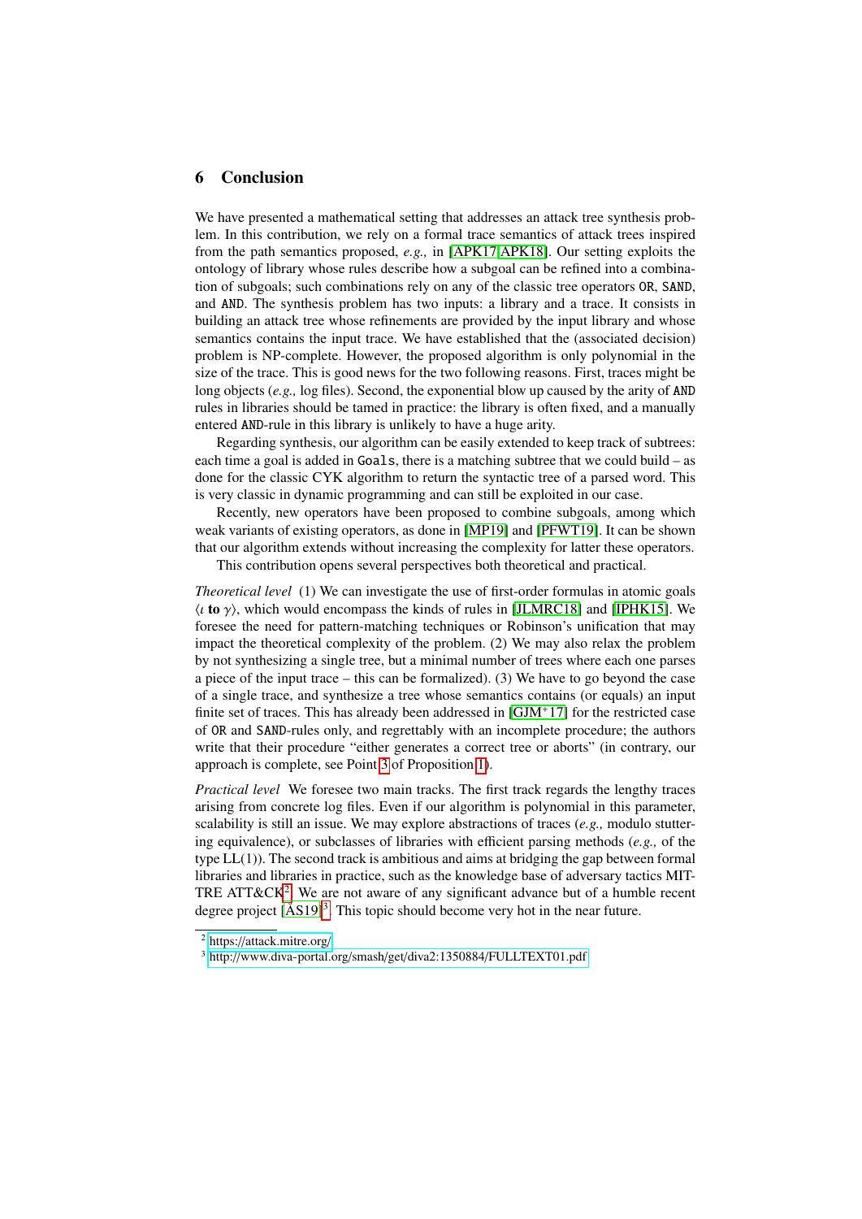## 6 Conclusion

We have presented a mathematical setting that addresses an attack tree synthesis problem. In this contribution, we rely on a formal trace semantics of attack trees inspired from the path semantics proposed, *e.g.,* in [APK17,APK18]. Our setting exploits the ontology of library whose rules describe how a subgoal can be refined into a combination of subgoals; such combinations rely on any of the classic tree operators `OR`, `SAND`, and `AND`. The synthesis problem has two inputs: a library and a trace. It consists in building an attack tree whose refinements are provided by the input library and whose semantics contains the input trace. We have established that the (associated decision) problem is NP-complete. However, the proposed algorithm is only polynomial in the size of the trace. This is good news for the two following reasons. First, traces might be long objects (*e.g.,* log files). Second, the exponential blow up caused by the arity of `AND` rules in libraries should be tamed in practice: the library is often fixed, and a manually entered `AND`-rule in this library is unlikely to have a huge arity.

Regarding synthesis, our algorithm can be easily extended to keep track of subtrees: each time a goal is added in `Goals`, there is a matching subtree that we could build – as done for the classic CYK algorithm to return the syntactic tree of a parsed word. This is very classic in dynamic programming and can still be exploited in our case.

Recently, new operators have been proposed to combine subgoals, among which weak variants of existing operators, as done in [MP19] and [PFWT19]. It can be shown that our algorithm extends without increasing the complexity for latter these operators.

This contribution opens several perspectives both theoretical and practical.

*Theoretical level* (1) We can investigate the use of first-order formulas in atomic goals $\langle \iota \textbf{ to } \gamma \rangle$, which would encompass the kinds of rules in [JLMRC18] and [IPHK15]. We foresee the need for pattern-matching techniques or Robinson's unification that may impact the theoretical complexity of the problem. (2) We may also relax the problem by not synthesizing a single tree, but a minimal number of trees where each one parses a piece of the input trace – this can be formalized). (3) We have to go beyond the case of a single trace, and synthesize a tree whose semantics contains (or equals) an input finite set of traces. This has already been addressed in [GJM⁺17] for the restricted case of `OR` and `SAND`-rules only, and regrettably with an incomplete procedure; the authors write that their procedure "either generates a correct tree or aborts" (in contrary, our approach is complete, see Point 3 of Proposition 1).

*Practical level* We foresee two main tracks. The first track regards the lengthy traces arising from concrete log files. Even if our algorithm is polynomial in this parameter, scalability is still an issue. We may explore abstractions of traces (*e.g.,* modulo stuttering equivalence), or subclasses of libraries with efficient parsing methods (*e.g.,* of the type LL(1)). The second track is ambitious and aims at bridging the gap between formal libraries and libraries in practice, such as the knowledge base of adversary tactics MITTRE ATT&CK[2]. We are not aware of any significant advance but of a humble recent degree project [ÅS19][3]. This topic should become very hot in the near future.

[2] https://attack.mitre.org/

[3] http://www.diva-portal.org/smash/get/diva2:1350884/FULLTEXT01.pdf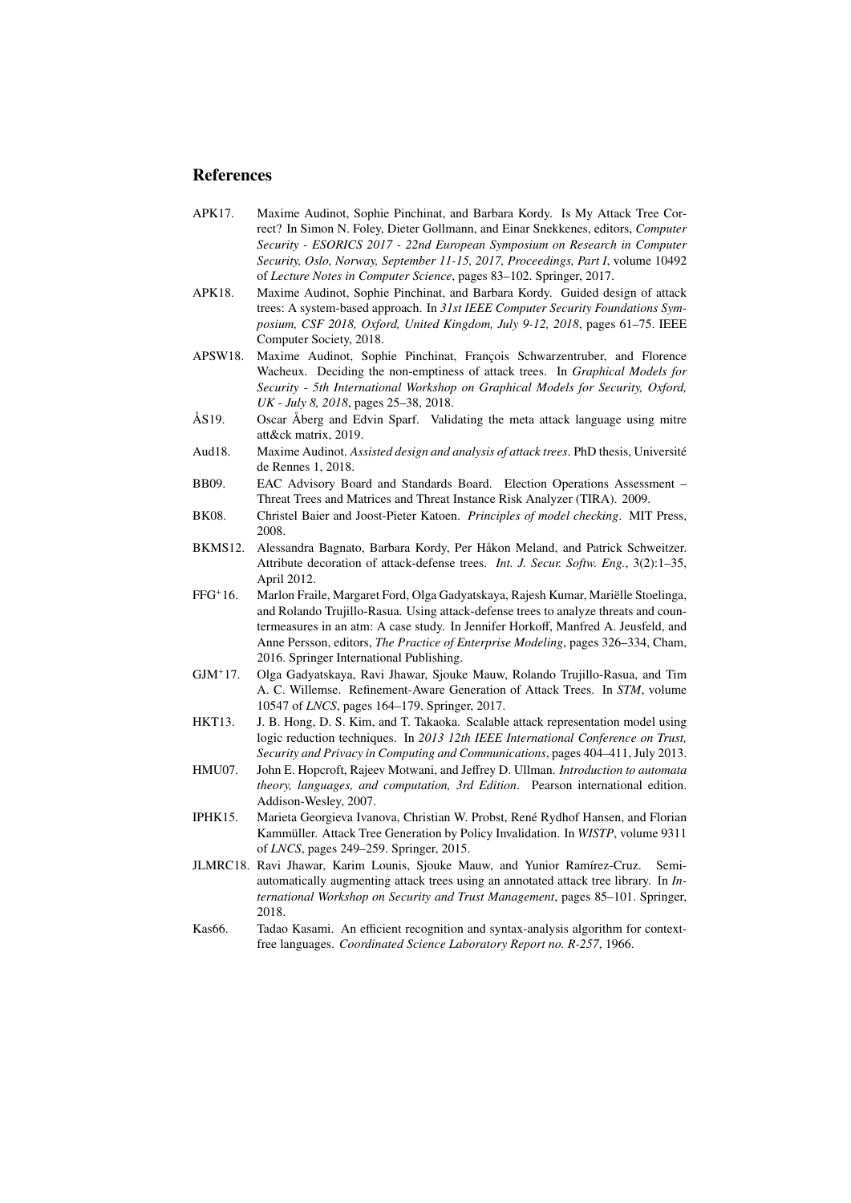## References

APK17. Maxime Audinot, Sophie Pinchinat, and Barbara Kordy. Is My Attack Tree Correct? In Simon N. Foley, Dieter Gollmann, and Einar Snekkenes, editors, *Computer Security - ESORICS 2017 - 22nd European Symposium on Research in Computer Security, Oslo, Norway, September 11-15, 2017, Proceedings, Part I*, volume 10492 of *Lecture Notes in Computer Science*, pages 83–102. Springer, 2017.

APK18. Maxime Audinot, Sophie Pinchinat, and Barbara Kordy. Guided design of attack trees: A system-based approach. In *31st IEEE Computer Security Foundations Symposium, CSF 2018, Oxford, United Kingdom, July 9-12, 2018*, pages 61–75. IEEE Computer Society, 2018.

APSW18. Maxime Audinot, Sophie Pinchinat, François Schwarzentruber, and Florence Wacheux. Deciding the non-emptiness of attack trees. In *Graphical Models for Security - 5th International Workshop on Graphical Models for Security, Oxford, UK - July 8, 2018*, pages 25–38, 2018.

ÅS19. Oscar Åberg and Edvin Sparf. Validating the meta attack language using mitre att&ck matrix, 2019.

Aud18. Maxime Audinot. *Assisted design and analysis of attack trees*. PhD thesis, Université de Rennes 1, 2018.

BB09. EAC Advisory Board and Standards Board. Election Operations Assessment – Threat Trees and Matrices and Threat Instance Risk Analyzer (TIRA). 2009.

BK08. Christel Baier and Joost-Pieter Katoen. *Principles of model checking*. MIT Press, 2008.

BKMS12. Alessandra Bagnato, Barbara Kordy, Per Håkon Meland, and Patrick Schweitzer. Attribute decoration of attack-defense trees. *Int. J. Secur. Softw. Eng.*, 3(2):1–35, April 2012.

FFG+16. Marlon Fraile, Margaret Ford, Olga Gadyatskaya, Rajesh Kumar, Mariëlle Stoelinga, and Rolando Trujillo-Rasua. Using attack-defense trees to analyze threats and countermeasures in an atm: A case study. In Jennifer Horkoff, Manfred A. Jeusfeld, and Anne Persson, editors, *The Practice of Enterprise Modeling*, pages 326–334, Cham, 2016. Springer International Publishing.

GJM+17. Olga Gadyatskaya, Ravi Jhawar, Sjouke Mauw, Rolando Trujillo-Rasua, and Tim A. C. Willemse. Refinement-Aware Generation of Attack Trees. In *STM*, volume 10547 of *LNCS*, pages 164–179. Springer, 2017.

HKT13. J. B. Hong, D. S. Kim, and T. Takaoka. Scalable attack representation model using logic reduction techniques. In *2013 12th IEEE International Conference on Trust, Security and Privacy in Computing and Communications*, pages 404–411, July 2013.

HMU07. John E. Hopcroft, Rajeev Motwani, and Jeffrey D. Ullman. *Introduction to automata theory, languages, and computation, 3rd Edition*. Pearson international edition. Addison-Wesley, 2007.

IPHK15. Marieta Georgieva Ivanova, Christian W. Probst, René Rydhof Hansen, and Florian Kammüller. Attack Tree Generation by Policy Invalidation. In *WISTP*, volume 9311 of *LNCS*, pages 249–259. Springer, 2015.

JLMRC18. Ravi Jhawar, Karim Lounis, Sjouke Mauw, and Yunior Ramírez-Cruz. Semi-automatically augmenting attack trees using an annotated attack tree library. In *International Workshop on Security and Trust Management*, pages 85–101. Springer, 2018.

Kas66. Tadao Kasami. An efficient recognition and syntax-analysis algorithm for context-free languages. *Coordinated Science Laboratory Report no. R-257*, 1966.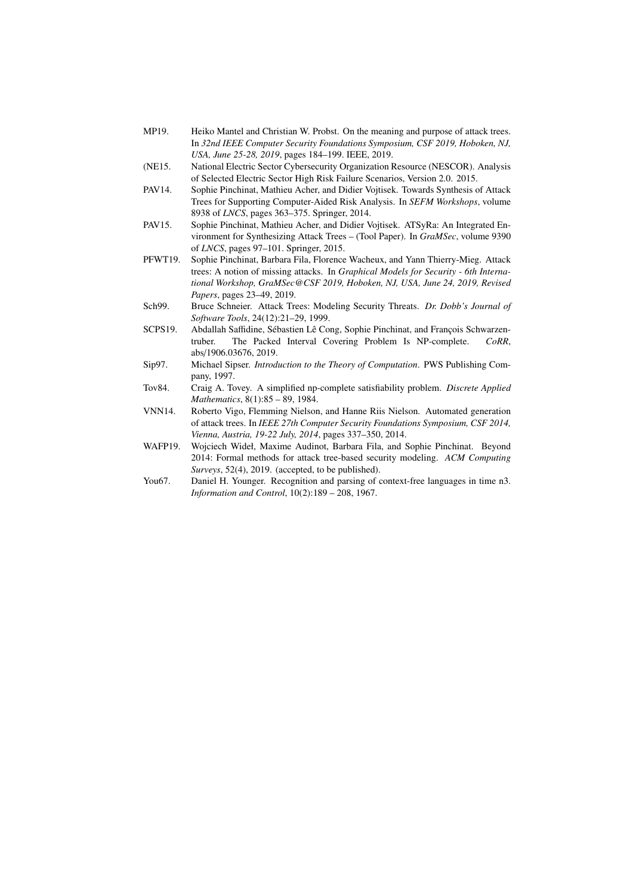MP19. Heiko Mantel and Christian W. Probst. On the meaning and purpose of attack trees. In *32nd IEEE Computer Security Foundations Symposium, CSF 2019, Hoboken, NJ, USA, June 25-28, 2019*, pages 184–199. IEEE, 2019.

(NE15. National Electric Sector Cybersecurity Organization Resource (NESCOR). Analysis of Selected Electric Sector High Risk Failure Scenarios, Version 2.0. 2015.

PAV14. Sophie Pinchinat, Mathieu Acher, and Didier Vojtisek. Towards Synthesis of Attack Trees for Supporting Computer-Aided Risk Analysis. In *SEFM Workshops*, volume 8938 of *LNCS*, pages 363–375. Springer, 2014.

PAV15. Sophie Pinchinat, Mathieu Acher, and Didier Vojtisek. ATSyRa: An Integrated Environment for Synthesizing Attack Trees – (Tool Paper). In *GraMSec*, volume 9390 of *LNCS*, pages 97–101. Springer, 2015.

PFWT19. Sophie Pinchinat, Barbara Fila, Florence Wacheux, and Yann Thierry-Mieg. Attack trees: A notion of missing attacks. In *Graphical Models for Security - 6th International Workshop, GraMSec@CSF 2019, Hoboken, NJ, USA, June 24, 2019, Revised Papers*, pages 23–49, 2019.

Sch99. Bruce Schneier. Attack Trees: Modeling Security Threats. *Dr. Dobb's Journal of Software Tools*, 24(12):21–29, 1999.

SCPS19. Abdallah Saffidine, Sébastien Lê Cong, Sophie Pinchinat, and François Schwarzentruber. The Packed Interval Covering Problem Is NP-complete. *CoRR*, abs/1906.03676, 2019.

Sip97. Michael Sipser. *Introduction to the Theory of Computation*. PWS Publishing Company, 1997.

Tov84. Craig A. Tovey. A simplified np-complete satisfiability problem. *Discrete Applied Mathematics*, 8(1):85 – 89, 1984.

VNN14. Roberto Vigo, Flemming Nielson, and Hanne Riis Nielson. Automated generation of attack trees. In *IEEE 27th Computer Security Foundations Symposium, CSF 2014, Vienna, Austria, 19-22 July, 2014*, pages 337–350, 2014.

WAFP19. Wojciech Wideł, Maxime Audinot, Barbara Fila, and Sophie Pinchinat. Beyond 2014: Formal methods for attack tree-based security modeling. *ACM Computing Surveys*, 52(4), 2019. (accepted, to be published).

You67. Daniel H. Younger. Recognition and parsing of context-free languages in time n3. *Information and Control*, 10(2):189 – 208, 1967.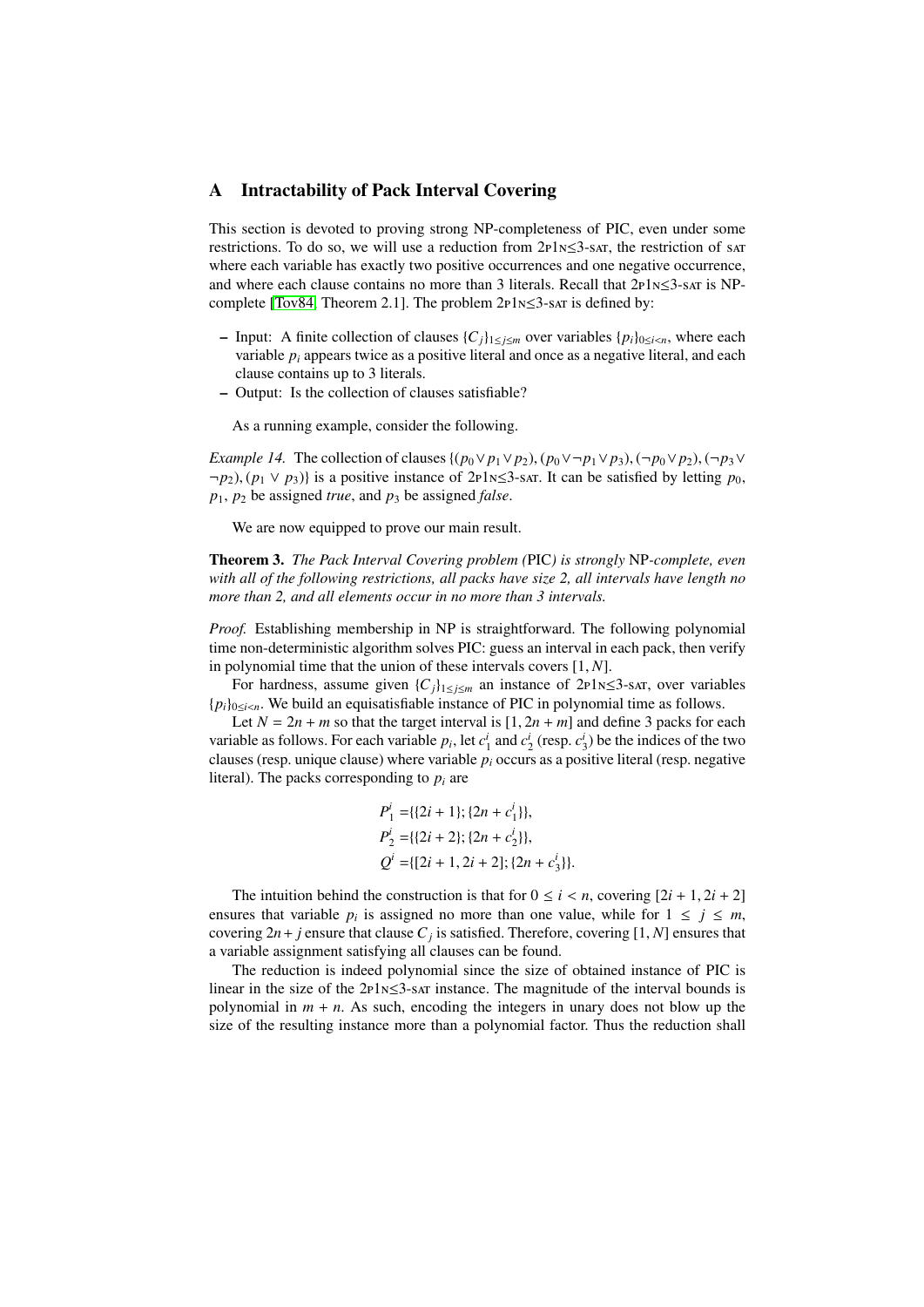## A Intractability of Pack Interval Covering

This section is devoted to proving strong NP-completeness of PIC, even under some restrictions. To do so, we will use a reduction from 2P1N≤3-SAT, the restriction of SAT where each variable has exactly two positive occurrences and one negative occurrence, and where each clause contains no more than 3 literals. Recall that 2P1N≤3-SAT is NP-complete [Tov84, Theorem 2.1]. The problem 2P1N≤3-SAT is defined by:

- Input: A finite collection of clauses $\{C_j\}_{1\leq j\leq m}$ over variables $\{p_i\}_{0\leq i<n}$, where each variable $p_i$ appears twice as a positive literal and once as a negative literal, and each clause contains up to 3 literals.
- Output: Is the collection of clauses satisfiable?

As a running example, consider the following.

*Example 14.* The collection of clauses $\{(p_0 \vee p_1 \vee p_2), (p_0 \vee \neg p_1 \vee p_3), (\neg p_0 \vee p_2), (\neg p_3 \vee \neg p_2), (p_1 \vee p_3)\}$ is a positive instance of 2P1N≤3-SAT. It can be satisfied by letting $p_0$, $p_1$, $p_2$ be assigned *true*, and $p_3$ be assigned *false*.

We are now equipped to prove our main result.

**Theorem 3.** *The Pack Interval Covering problem (*PIC*) is strongly* NP*-complete, even with all of the following restrictions, all packs have size 2, all intervals have length no more than 2, and all elements occur in no more than 3 intervals.*

*Proof.* Establishing membership in NP is straightforward. The following polynomial time non-deterministic algorithm solves PIC: guess an interval in each pack, then verify in polynomial time that the union of these intervals covers $[1, N]$.

For hardness, assume given $\{C_j\}_{1\leq j\leq m}$ an instance of 2P1N≤3-SAT, over variables $\{p_i\}_{0\leq i<n}$. We build an equisatisfiable instance of PIC in polynomial time as follows.

Let $N = 2n + m$ so that the target interval is $[1, 2n + m]$ and define 3 packs for each variable as follows. For each variable $p_i$, let $c_1^i$ and $c_2^i$ (resp. $c_3^i$) be the indices of the two clauses (resp. unique clause) where variable $p_i$ occurs as a positive literal (resp. negative literal). The packs corresponding to $p_i$ are

$$
\begin{aligned}
P_1^i &= \{\{2i + 1\}; \{2n + c_1^i\}\},\\
P_2^i &= \{\{2i + 2\}; \{2n + c_2^i\}\},\\
Q^i &= \{[2i + 1, 2i + 2]; \{2n + c_3^i\}\}.
\end{aligned}
$$

The intuition behind the construction is that for $0 \leq i < n$, covering $[2i + 1, 2i + 2]$ ensures that variable $p_i$ is assigned no more than one value, while for $1 \leq j \leq m$, covering $2n + j$ ensure that clause $C_j$ is satisfied. Therefore, covering $[1, N]$ ensures that a variable assignment satisfying all clauses can be found.

The reduction is indeed polynomial since the size of obtained instance of PIC is linear in the size of the 2P1N≤3-SAT instance. The magnitude of the interval bounds is polynomial in $m + n$. As such, encoding the integers in unary does not blow up the size of the resulting instance more than a polynomial factor. Thus the reduction shall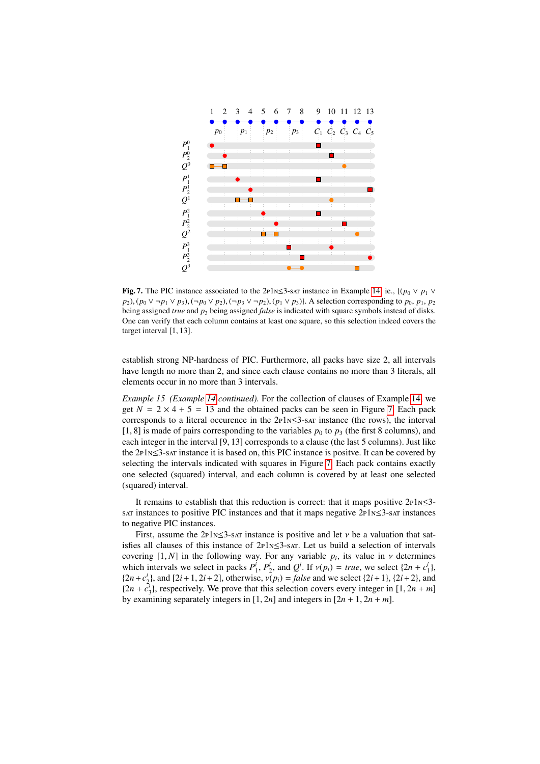**Fig. 7.** The PIC instance associated to the 2P1N≤3-SAT instance in Example 14, ie., $\{(p_0 \vee p_1 \vee p_2), (p_0 \vee \neg p_1 \vee p_3), (\neg p_0 \vee p_2), (\neg p_3 \vee \neg p_2), (p_1 \vee p_3)\}$. A selection corresponding to $p_0$, $p_1$, $p_2$ being assigned *true* and $p_3$ being assigned *false* is indicated with square symbols instead of disks. One can verify that each column contains at least one square, so this selection indeed covers the target interval $[1, 13]$.

establish strong NP-hardness of PIC. Furthermore, all packs have size 2, all intervals have length no more than 2, and since each clause contains no more than 3 literals, all elements occur in no more than 3 intervals.

*Example 15 (Example 14 continued).* For the collection of clauses of Example 14, we get $N = 2 \times 4 + 5 = 13$ and the obtained packs can be seen in Figure 7. Each pack corresponds to a literal occurence in the 2P1N≤3-SAT instance (the rows), the interval $[1, 8]$ is made of pairs corresponding to the variables $p_0$ to $p_3$ (the first 8 columns), and each integer in the interval $[9, 13]$ corresponds to a clause (the last 5 columns). Just like the 2P1N≤3-SAT instance it is based on, this PIC instance is positve. It can be covered by selecting the intervals indicated with squares in Figure 7. Each pack contains exactly one selected (squared) interval, and each column is covered by at least one selected (squared) interval.

It remains to establish that this reduction is correct: that it maps positive 2P1N≤3-SAT instances to positive PIC instances and that it maps negative 2P1N≤3-SAT instances to negative PIC instances.

First, assume the 2P1N≤3-SAT instance is positive and let $\nu$ be a valuation that satisfies all clauses of this instance of 2P1N≤3-SAT. Let us build a selection of intervals covering $[1, N]$ in the following way. For any variable $p_i$, its value in $\nu$ determines which intervals we select in packs $P_1^i$, $P_2^i$, and $Q^i$. If $\nu(p_i) = true$, we select $\{2n + c_1^i\}$, $\{2n + c_2^i\}$, and $[2i + 1, 2i + 2]$, otherwise, $\nu(p_i) = false$ and we select $\{2i + 1\}$, $\{2i + 2\}$, and $\{2n + c_3^i\}$, respectively. We prove that this selection covers every integer in $[1, 2n + m]$ by examining separately integers in $[1, 2n]$ and integers in $[2n + 1, 2n + m]$.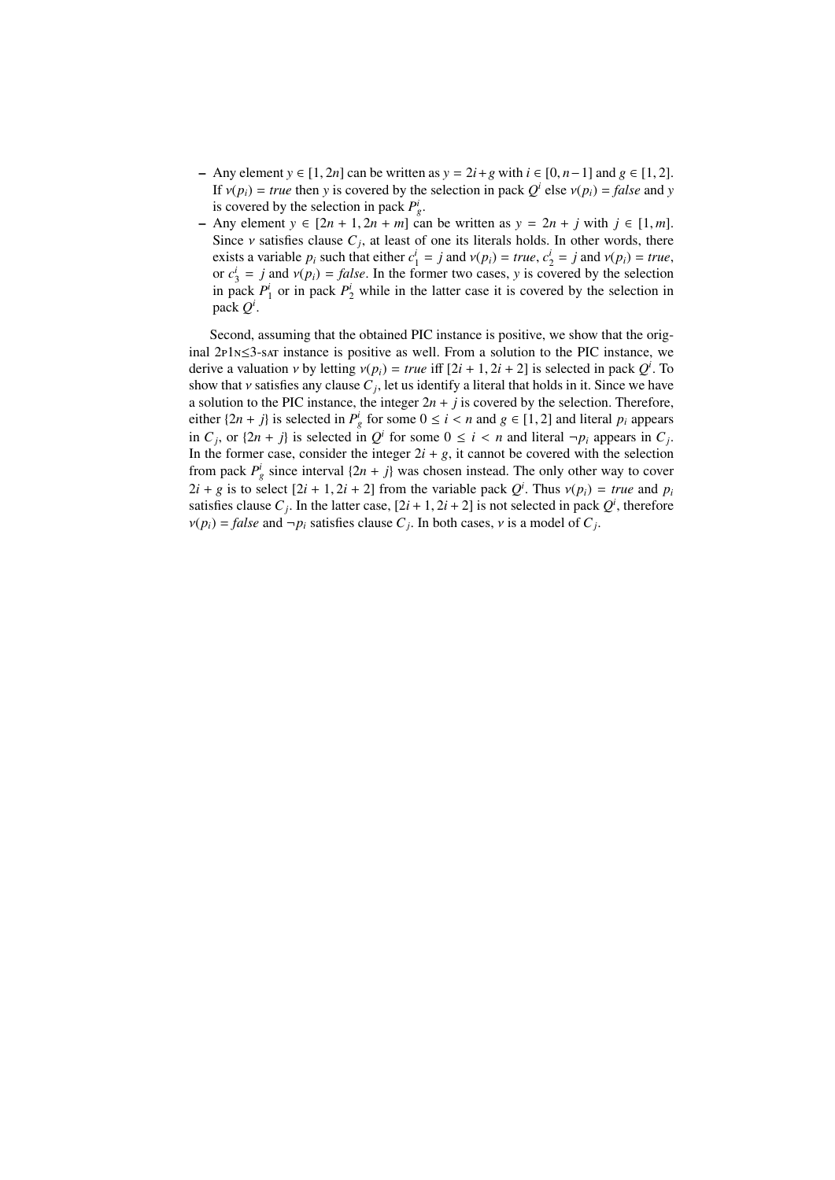- Any element $y \in [1, 2n]$ can be written as $y = 2i + g$ with $i \in [0, n-1]$ and $g \in [1, 2]$. If $\nu(p_i) = \textit{true}$ then $y$ is covered by the selection in pack $Q^i$ else $\nu(p_i) = \textit{false}$ and $y$ is covered by the selection in pack $P^i_g$.
- Any element $y \in [2n + 1, 2n + m]$ can be written as $y = 2n + j$ with $j \in [1, m]$. Since $\nu$ satisfies clause $C_j$, at least of one its literals holds. In other words, there exists a variable $p_i$ such that either $c^i_1 = j$ and $\nu(p_i) = \textit{true}$, $c^i_2 = j$ and $\nu(p_i) = \textit{true}$, or $c^i_3 = j$ and $\nu(p_i) = \textit{false}$. In the former two cases, $y$ is covered by the selection in pack $P^i_1$ or in pack $P^i_2$ while in the latter case it is covered by the selection in pack $Q^i$.

Second, assuming that the obtained PIC instance is positive, we show that the original 2p1n≤3-sat instance is positive as well. From a solution to the PIC instance, we derive a valuation $\nu$ by letting $\nu(p_i) = \textit{true}$ iff $[2i + 1, 2i + 2]$ is selected in pack $Q^i$. To show that $\nu$ satisfies any clause $C_j$, let us identify a literal that holds in it. Since we have a solution to the PIC instance, the integer $2n + j$ is covered by the selection. Therefore, either $\{2n + j\}$ is selected in $P^i_g$ for some $0 \leq i < n$ and $g \in [1, 2]$ and literal $p_i$ appears in $C_j$, or $\{2n + j\}$ is selected in $Q^i$ for some $0 \leq i < n$ and literal $\neg p_i$ appears in $C_j$. In the former case, consider the integer $2i + g$, it cannot be covered with the selection from pack $P^i_g$ since interval $\{2n + j\}$ was chosen instead. The only other way to cover $2i + g$ is to select $[2i + 1, 2i + 2]$ from the variable pack $Q^i$. Thus $\nu(p_i) = \textit{true}$ and $p_i$ satisfies clause $C_j$. In the latter case, $[2i + 1, 2i + 2]$ is not selected in pack $Q^i$, therefore $\nu(p_i) = \textit{false}$ and $\neg p_i$ satisfies clause $C_j$. In both cases, $\nu$ is a model of $C_j$.